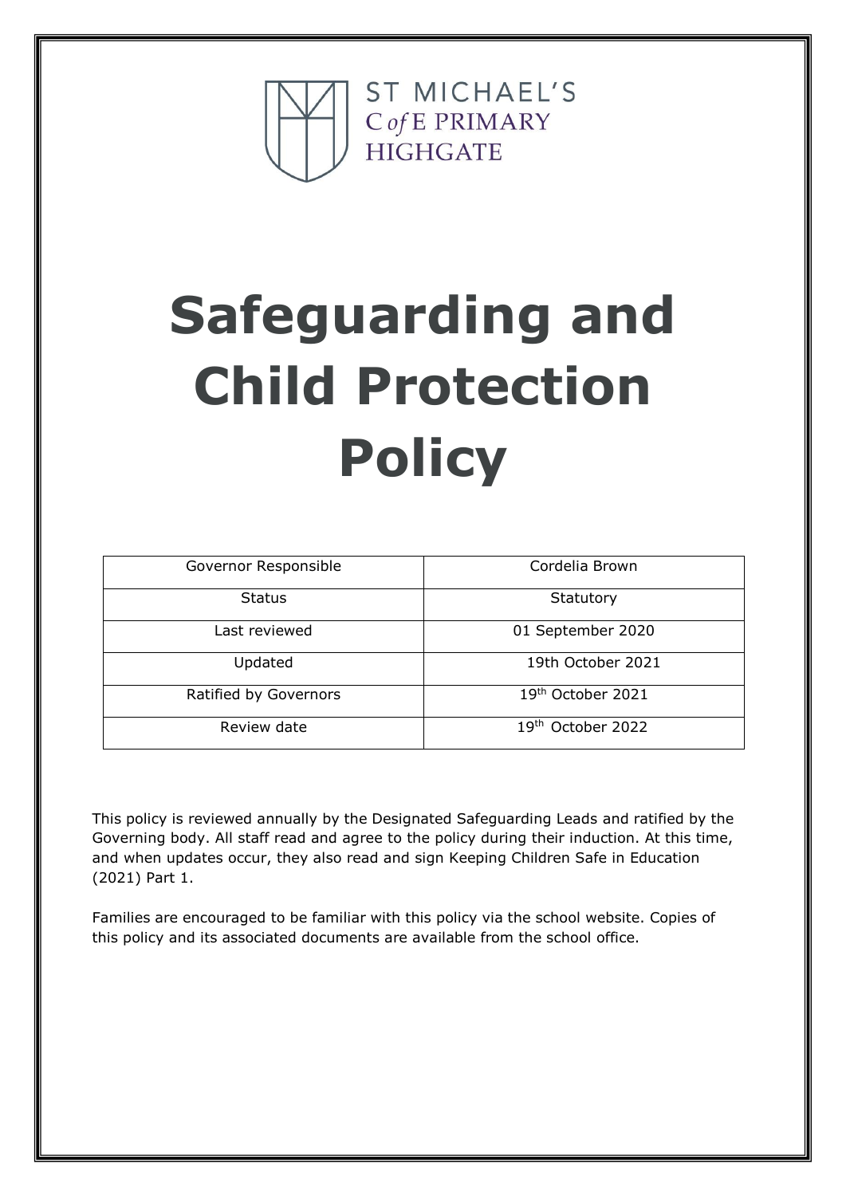ST MICHAEL'S
C *of* E PRIMARY
HIGHGATE

# Safeguarding and Child Protection Policy

| Governor Responsible | Cordelia Brown |
|---|---|
| Status | Statutory |
| Last reviewed | 01 September 2020 |
| Updated | 19th October 2021 |
| Ratified by Governors | 19th October 2021 |
| Review date | 19th October 2022 |

This policy is reviewed annually by the Designated Safeguarding Leads and ratified by the Governing body. All staff read and agree to the policy during their induction. At this time, and when updates occur, they also read and sign Keeping Children Safe in Education (2021) Part 1.

Families are encouraged to be familiar with this policy via the school website. Copies of this policy and its associated documents are available from the school office.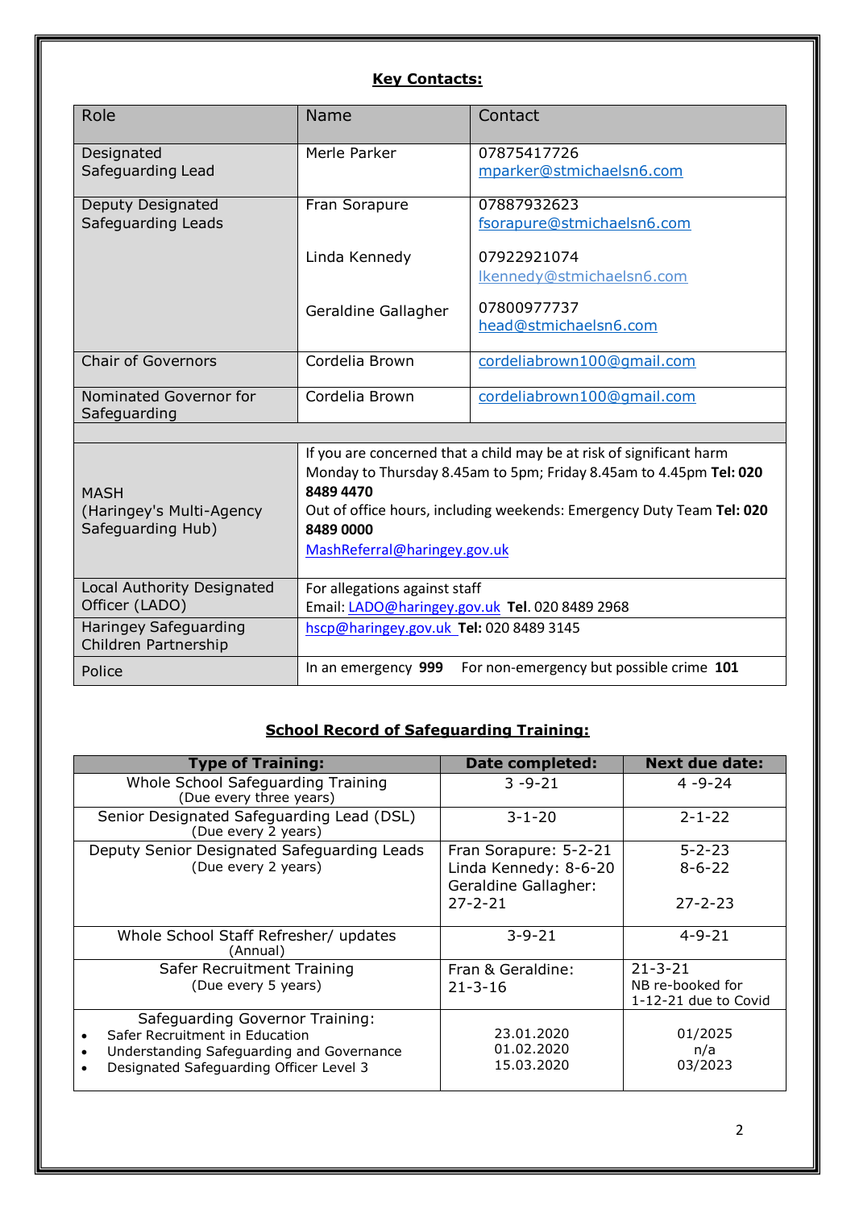**Key Contacts:**

| Role | Name | Contact |
|---|---|---|
| Designated Safeguarding Lead | Merle Parker | 07875417726 mparker@stmichaelsn6.com |
| Deputy Designated Safeguarding Leads | Fran Sorapure | 07887932623 fsorapure@stmichaelsn6.com |
| | Linda Kennedy | 07922921074 lkennedy@stmichaelsn6.com |
| | Geraldine Gallagher | 07800977737 head@stmichaelsn6.com |
| Chair of Governors | Cordelia Brown | cordeliabrown100@gmail.com |
| Nominated Governor for Safeguarding | Cordelia Brown | cordeliabrown100@gmail.com |
| | | |
| MASH (Haringey's Multi-Agency Safeguarding Hub) | If you are concerned that a child may be at risk of significant harm Monday to Thursday 8.45am to 5pm; Friday 8.45am to 4.45pm **Tel: 020 8489 4470** Out of office hours, including weekends: Emergency Duty Team **Tel: 020 8489 0000** MashReferral@haringey.gov.uk | |
| Local Authority Designated Officer (LADO) | For allegations against staff Email: LADO@haringey.gov.uk **Tel**. 020 8489 2968 | |
| Haringey Safeguarding Children Partnership | hscp@haringey.gov.uk **Tel:** 020 8489 3145 | |
| Police | In an emergency **999** For non-emergency but possible crime **101** | |

**School Record of Safeguarding Training:**

| Type of Training: | Date completed: | Next due date: |
|---|---|---|
| Whole School Safeguarding Training (Due every three years) | 3 -9-21 | 4 -9-24 |
| Senior Designated Safeguarding Lead (DSL) (Due every 2 years) | 3-1-20 | 2-1-22 |
| Deputy Senior Designated Safeguarding Leads (Due every 2 years) | Fran Sorapure: 5-2-21<br>Linda Kennedy: 8-6-20<br>Geraldine Gallagher: 27-2-21 | 5-2-23<br>8-6-22<br>27-2-23 |
| Whole School Staff Refresher/ updates (Annual) | 3-9-21 | 4-9-21 |
| Safer Recruitment Training (Due every 5 years) | Fran & Geraldine: 21-3-16 | 21-3-21 NB re-booked for 1-12-21 due to Covid |
| Safeguarding Governor Training:<br>• Safer Recruitment in Education<br>• Understanding Safeguarding and Governance<br>• Designated Safeguarding Officer Level 3 | 23.01.2020<br>01.02.2020<br>15.03.2020 | 01/2025<br>n/a<br>03/2023 |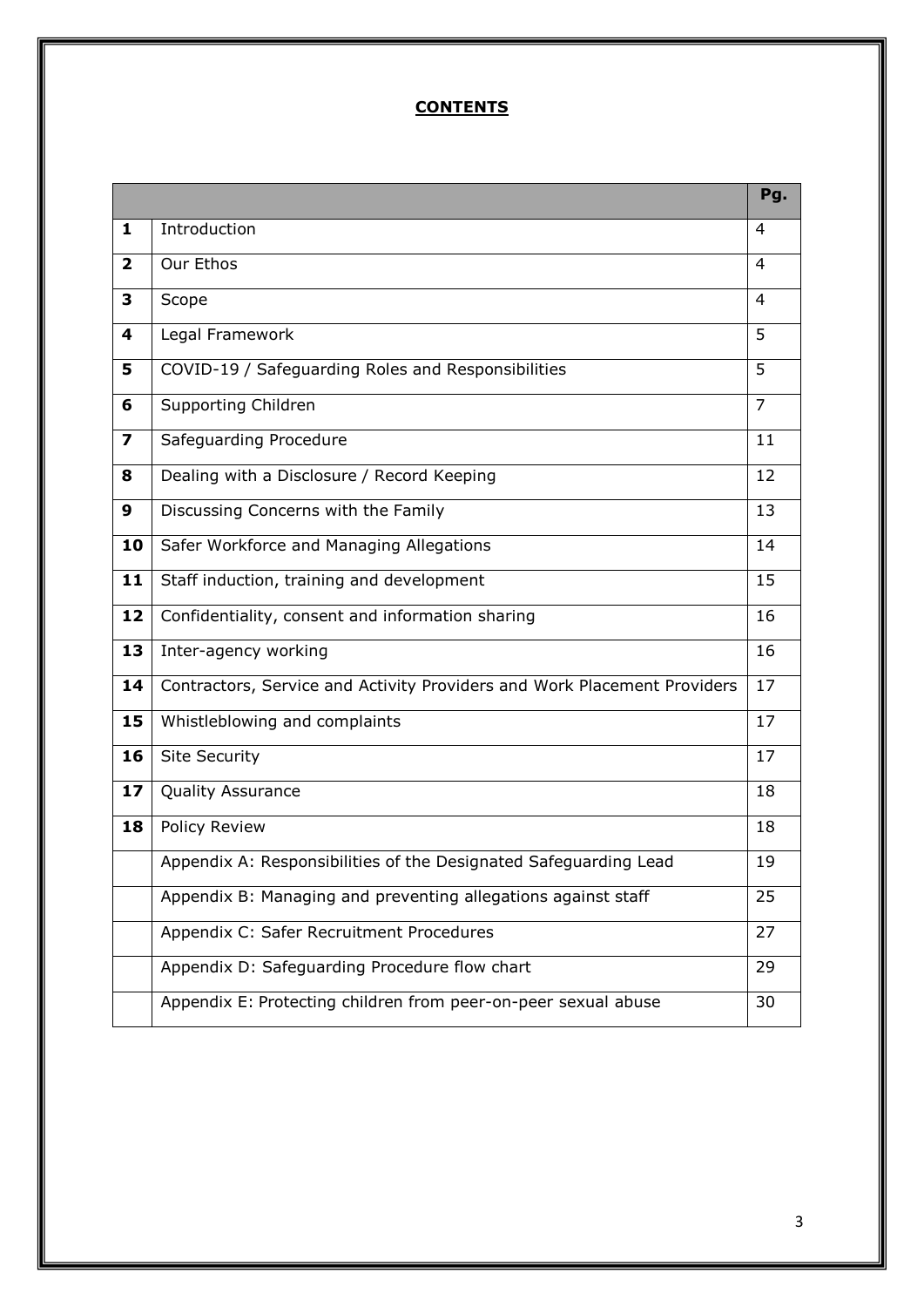## CONTENTS

| | | Pg. |
|---|---|---|
| **1** | Introduction | 4 |
| **2** | Our Ethos | 4 |
| **3** | Scope | 4 |
| **4** | Legal Framework | 5 |
| **5** | COVID-19 / Safeguarding Roles and Responsibilities | 5 |
| **6** | Supporting Children | 7 |
| **7** | Safeguarding Procedure | 11 |
| **8** | Dealing with a Disclosure / Record Keeping | 12 |
| **9** | Discussing Concerns with the Family | 13 |
| **10** | Safer Workforce and Managing Allegations | 14 |
| **11** | Staff induction, training and development | 15 |
| **12** | Confidentiality, consent and information sharing | 16 |
| **13** | Inter-agency working | 16 |
| **14** | Contractors, Service and Activity Providers and Work Placement Providers | 17 |
| **15** | Whistleblowing and complaints | 17 |
| **16** | Site Security | 17 |
| **17** | Quality Assurance | 18 |
| **18** | Policy Review | 18 |
| | Appendix A: Responsibilities of the Designated Safeguarding Lead | 19 |
| | Appendix B: Managing and preventing allegations against staff | 25 |
| | Appendix C: Safer Recruitment Procedures | 27 |
| | Appendix D: Safeguarding Procedure flow chart | 29 |
| | Appendix E: Protecting children from peer-on-peer sexual abuse | 30 |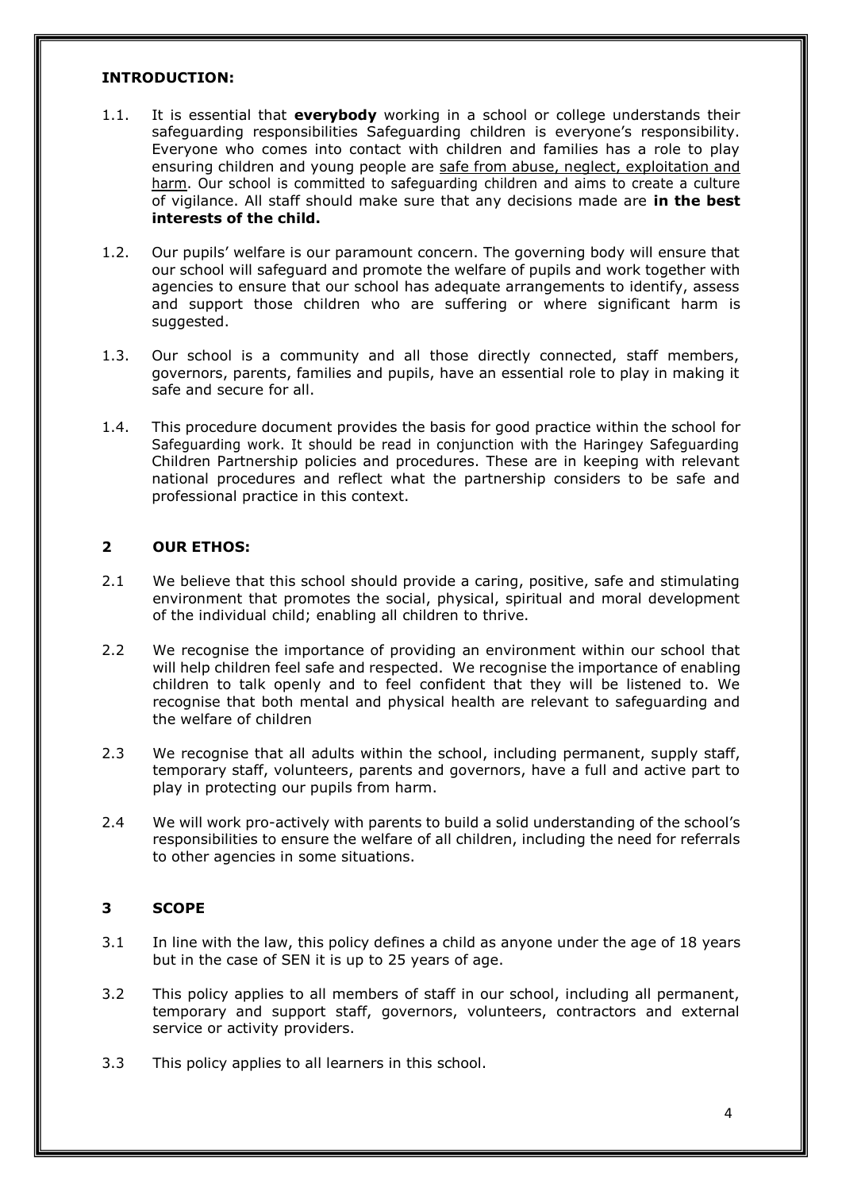## INTRODUCTION:

1.1. It is essential that **everybody** working in a school or college understands their safeguarding responsibilities Safeguarding children is everyone's responsibility. Everyone who comes into contact with children and families has a role to play ensuring children and young people are safe from abuse, neglect, exploitation and harm. Our school is committed to safeguarding children and aims to create a culture of vigilance. All staff should make sure that any decisions made are **in the best interests of the child.**

1.2. Our pupils' welfare is our paramount concern. The governing body will ensure that our school will safeguard and promote the welfare of pupils and work together with agencies to ensure that our school has adequate arrangements to identify, assess and support those children who are suffering or where significant harm is suggested.

1.3. Our school is a community and all those directly connected, staff members, governors, parents, families and pupils, have an essential role to play in making it safe and secure for all.

1.4. This procedure document provides the basis for good practice within the school for Safeguarding work. It should be read in conjunction with the Haringey Safeguarding Children Partnership policies and procedures. These are in keeping with relevant national procedures and reflect what the partnership considers to be safe and professional practice in this context.

## 2 OUR ETHOS:

2.1 We believe that this school should provide a caring, positive, safe and stimulating environment that promotes the social, physical, spiritual and moral development of the individual child; enabling all children to thrive.

2.2 We recognise the importance of providing an environment within our school that will help children feel safe and respected. We recognise the importance of enabling children to talk openly and to feel confident that they will be listened to. We recognise that both mental and physical health are relevant to safeguarding and the welfare of children

2.3 We recognise that all adults within the school, including permanent, supply staff, temporary staff, volunteers, parents and governors, have a full and active part to play in protecting our pupils from harm.

2.4 We will work pro-actively with parents to build a solid understanding of the school's responsibilities to ensure the welfare of all children, including the need for referrals to other agencies in some situations.

## 3 SCOPE

3.1 In line with the law, this policy defines a child as anyone under the age of 18 years but in the case of SEN it is up to 25 years of age.

3.2 This policy applies to all members of staff in our school, including all permanent, temporary and support staff, governors, volunteers, contractors and external service or activity providers.

3.3 This policy applies to all learners in this school.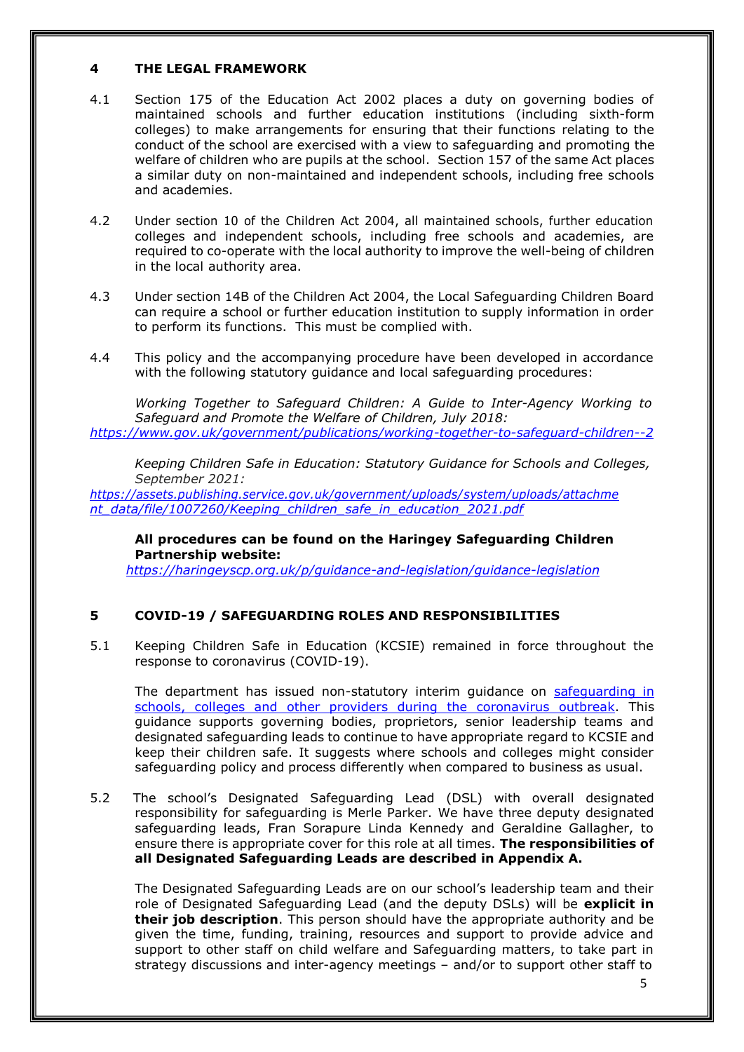## 4 THE LEGAL FRAMEWORK

4.1 Section 175 of the Education Act 2002 places a duty on governing bodies of maintained schools and further education institutions (including sixth-form colleges) to make arrangements for ensuring that their functions relating to the conduct of the school are exercised with a view to safeguarding and promoting the welfare of children who are pupils at the school. Section 157 of the same Act places a similar duty on non-maintained and independent schools, including free schools and academies.

4.2 Under section 10 of the Children Act 2004, all maintained schools, further education colleges and independent schools, including free schools and academies, are required to co-operate with the local authority to improve the well-being of children in the local authority area.

4.3 Under section 14B of the Children Act 2004, the Local Safeguarding Children Board can require a school or further education institution to supply information in order to perform its functions. This must be complied with.

4.4 This policy and the accompanying procedure have been developed in accordance with the following statutory guidance and local safeguarding procedures:

*Working Together to Safeguard Children: A Guide to Inter-Agency Working to Safeguard and Promote the Welfare of Children, July 2018:*
*https://www.gov.uk/government/publications/working-together-to-safeguard-children--2*

*Keeping Children Safe in Education: Statutory Guidance for Schools and Colleges, September 2021:*
*https://assets.publishing.service.gov.uk/government/uploads/system/uploads/attachment_data/file/1007260/Keeping_children_safe_in_education_2021.pdf*

**All procedures can be found on the Haringey Safeguarding Children Partnership website:**
*https://haringeyscp.org.uk/p/guidance-and-legislation/guidance-legislation*

## 5 COVID-19 / SAFEGUARDING ROLES AND RESPONSIBILITIES

5.1 Keeping Children Safe in Education (KCSIE) remained in force throughout the response to coronavirus (COVID-19).

The department has issued non-statutory interim guidance on safeguarding in schools, colleges and other providers during the coronavirus outbreak. This guidance supports governing bodies, proprietors, senior leadership teams and designated safeguarding leads to continue to have appropriate regard to KCSIE and keep their children safe. It suggests where schools and colleges might consider safeguarding policy and process differently when compared to business as usual.

5.2 The school's Designated Safeguarding Lead (DSL) with overall designated responsibility for safeguarding is Merle Parker. We have three deputy designated safeguarding leads, Fran Sorapure Linda Kennedy and Geraldine Gallagher, to ensure there is appropriate cover for this role at all times. **The responsibilities of all Designated Safeguarding Leads are described in Appendix A.**

The Designated Safeguarding Leads are on our school's leadership team and their role of Designated Safeguarding Lead (and the deputy DSLs) will be **explicit in their job description**. This person should have the appropriate authority and be given the time, funding, training, resources and support to provide advice and support to other staff on child welfare and Safeguarding matters, to take part in strategy discussions and inter-agency meetings – and/or to support other staff to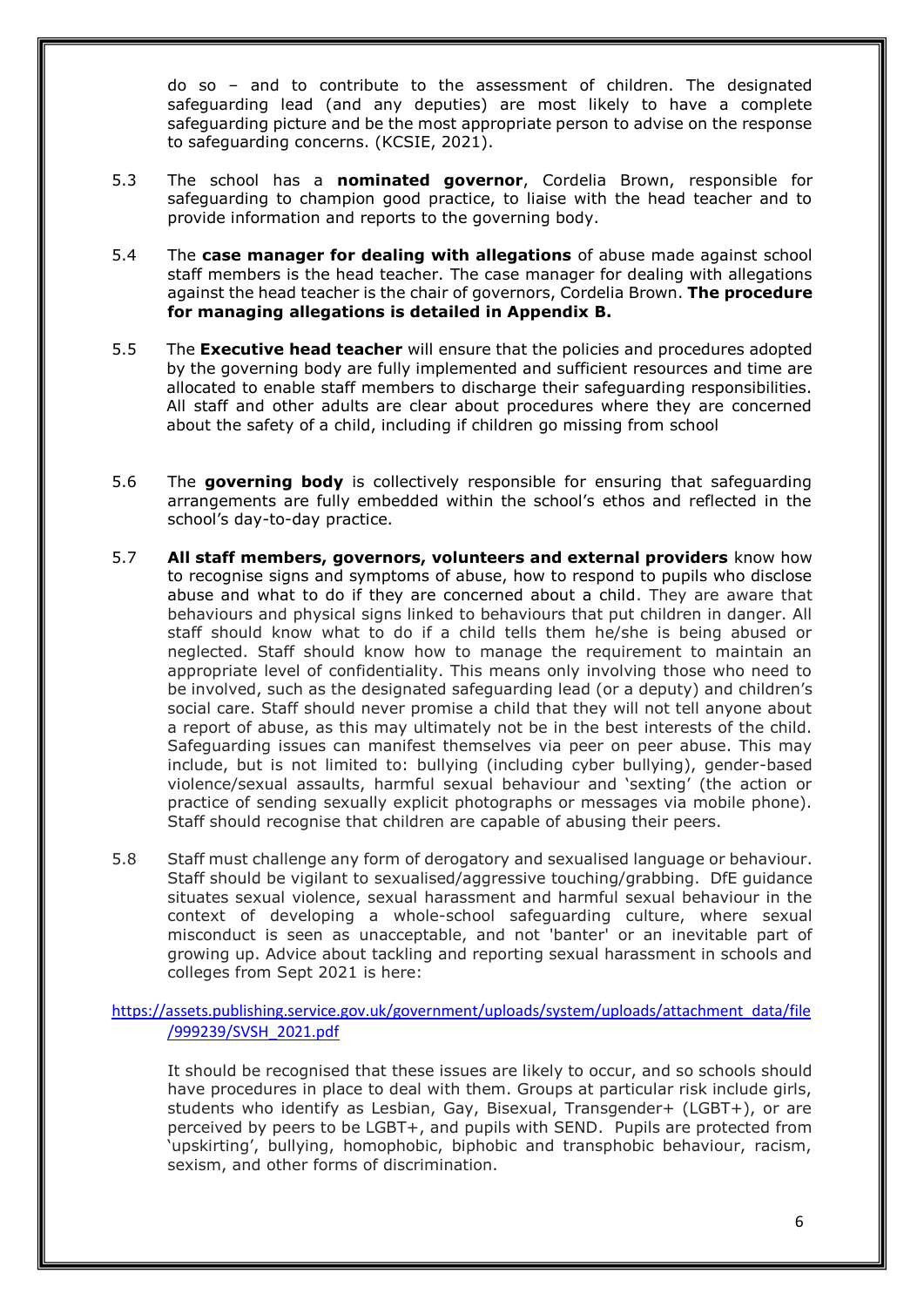do so – and to contribute to the assessment of children. The designated safeguarding lead (and any deputies) are most likely to have a complete safeguarding picture and be the most appropriate person to advise on the response to safeguarding concerns. (KCSIE, 2021).

5.3 The school has a **nominated governor**, Cordelia Brown, responsible for safeguarding to champion good practice, to liaise with the head teacher and to provide information and reports to the governing body.

5.4 The **case manager for dealing with allegations** of abuse made against school staff members is the head teacher. The case manager for dealing with allegations against the head teacher is the chair of governors, Cordelia Brown. **The procedure for managing allegations is detailed in Appendix B.**

5.5 The **Executive head teacher** will ensure that the policies and procedures adopted by the governing body are fully implemented and sufficient resources and time are allocated to enable staff members to discharge their safeguarding responsibilities. All staff and other adults are clear about procedures where they are concerned about the safety of a child, including if children go missing from school

5.6 The **governing body** is collectively responsible for ensuring that safeguarding arrangements are fully embedded within the school's ethos and reflected in the school's day-to-day practice.

5.7 **All staff members, governors, volunteers and external providers** know how to recognise signs and symptoms of abuse, how to respond to pupils who disclose abuse and what to do if they are concerned about a child. They are aware that behaviours and physical signs linked to behaviours that put children in danger. All staff should know what to do if a child tells them he/she is being abused or neglected. Staff should know how to manage the requirement to maintain an appropriate level of confidentiality. This means only involving those who need to be involved, such as the designated safeguarding lead (or a deputy) and children's social care. Staff should never promise a child that they will not tell anyone about a report of abuse, as this may ultimately not be in the best interests of the child. Safeguarding issues can manifest themselves via peer on peer abuse. This may include, but is not limited to: bullying (including cyber bullying), gender-based violence/sexual assaults, harmful sexual behaviour and 'sexting' (the action or practice of sending sexually explicit photographs or messages via mobile phone). Staff should recognise that children are capable of abusing their peers.

5.8 Staff must challenge any form of derogatory and sexualised language or behaviour. Staff should be vigilant to sexualised/aggressive touching/grabbing. DfE guidance situates sexual violence, sexual harassment and harmful sexual behaviour in the context of developing a whole-school safeguarding culture, where sexual misconduct is seen as unacceptable, and not 'banter' or an inevitable part of growing up. Advice about tackling and reporting sexual harassment in schools and colleges from Sept 2021 is here:

https://assets.publishing.service.gov.uk/government/uploads/system/uploads/attachment_data/file/999239/SVSH_2021.pdf

It should be recognised that these issues are likely to occur, and so schools should have procedures in place to deal with them. Groups at particular risk include girls, students who identify as Lesbian, Gay, Bisexual, Transgender+ (LGBT+), or are perceived by peers to be LGBT+, and pupils with SEND. Pupils are protected from 'upskirting', bullying, homophobic, biphobic and transphobic behaviour, racism, sexism, and other forms of discrimination.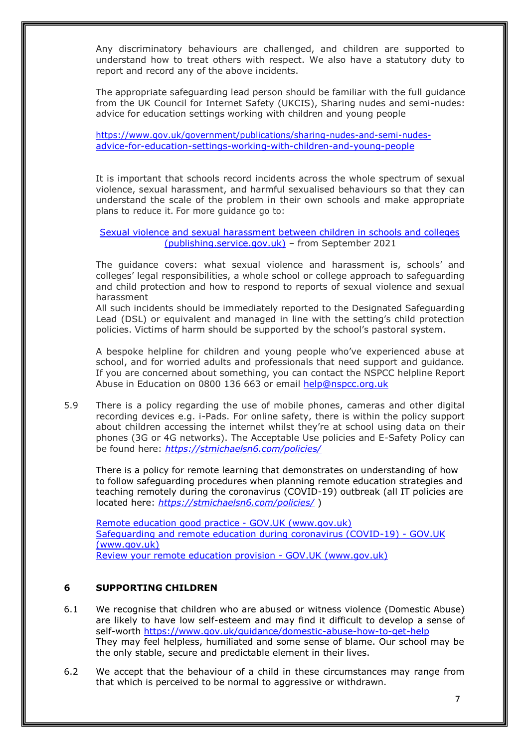Any discriminatory behaviours are challenged, and children are supported to understand how to treat others with respect. We also have a statutory duty to report and record any of the above incidents.

The appropriate safeguarding lead person should be familiar with the full guidance from the UK Council for Internet Safety (UKCIS), Sharing nudes and semi-nudes: advice for education settings working with children and young people

https://www.gov.uk/government/publications/sharing-nudes-and-semi-nudes-advice-for-education-settings-working-with-children-and-young-people

It is important that schools record incidents across the whole spectrum of sexual violence, sexual harassment, and harmful sexualised behaviours so that they can understand the scale of the problem in their own schools and make appropriate plans to reduce it. For more guidance go to:

Sexual violence and sexual harassment between children in schools and colleges (publishing.service.gov.uk) – from September 2021

The guidance covers: what sexual violence and harassment is, schools' and colleges' legal responsibilities, a whole school or college approach to safeguarding and child protection and how to respond to reports of sexual violence and sexual harassment

All such incidents should be immediately reported to the Designated Safeguarding Lead (DSL) or equivalent and managed in line with the setting's child protection policies. Victims of harm should be supported by the school's pastoral system.

A bespoke helpline for children and young people who've experienced abuse at school, and for worried adults and professionals that need support and guidance. If you are concerned about something, you can contact the NSPCC helpline Report Abuse in Education on 0800 136 663 or email help@nspcc.org.uk

5.9 There is a policy regarding the use of mobile phones, cameras and other digital recording devices e.g. i-Pads. For online safety, there is within the policy support about children accessing the internet whilst they're at school using data on their phones (3G or 4G networks). The Acceptable Use policies and E-Safety Policy can be found here: *https://stmichaelsn6.com/policies/*

There is a policy for remote learning that demonstrates on understanding of how to follow safeguarding procedures when planning remote education strategies and teaching remotely during the coronavirus (COVID-19) outbreak (all IT policies are located here: *https://stmichaelsn6.com/policies/* )

Remote education good practice - GOV.UK (www.gov.uk)
Safeguarding and remote education during coronavirus (COVID-19) - GOV.UK (www.gov.uk)
Review your remote education provision - GOV.UK (www.gov.uk)

## 6 SUPPORTING CHILDREN

6.1 We recognise that children who are abused or witness violence (Domestic Abuse) are likely to have low self-esteem and may find it difficult to develop a sense of self-worth https://www.gov.uk/guidance/domestic-abuse-how-to-get-help
They may feel helpless, humiliated and some sense of blame. Our school may be the only stable, secure and predictable element in their lives.

6.2 We accept that the behaviour of a child in these circumstances may range from that which is perceived to be normal to aggressive or withdrawn.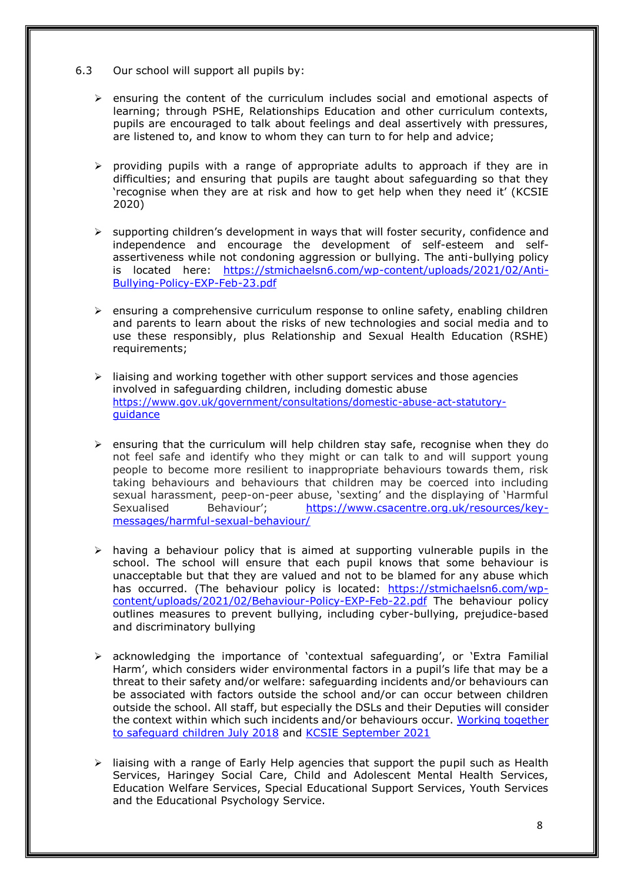6.3 Our school will support all pupils by:

- ensuring the content of the curriculum includes social and emotional aspects of learning; through PSHE, Relationships Education and other curriculum contexts, pupils are encouraged to talk about feelings and deal assertively with pressures, are listened to, and know to whom they can turn to for help and advice;

- providing pupils with a range of appropriate adults to approach if they are in difficulties; and ensuring that pupils are taught about safeguarding so that they 'recognise when they are at risk and how to get help when they need it' (KCSIE 2020)

- supporting children's development in ways that will foster security, confidence and independence and encourage the development of self-esteem and self-assertiveness while not condoning aggression or bullying. The anti-bullying policy is located here: [https://stmichaelsn6.com/wp-content/uploads/2021/02/Anti-Bullying-Policy-EXP-Feb-23.pdf](https://stmichaelsn6.com/wp-content/uploads/2021/02/Anti-Bullying-Policy-EXP-Feb-23.pdf)

- ensuring a comprehensive curriculum response to online safety, enabling children and parents to learn about the risks of new technologies and social media and to use these responsibly, plus Relationship and Sexual Health Education (RSHE) requirements;

- liaising and working together with other support services and those agencies involved in safeguarding children, including domestic abuse [https://www.gov.uk/government/consultations/domestic-abuse-act-statutory-guidance](https://www.gov.uk/government/consultations/domestic-abuse-act-statutory-guidance)

- ensuring that the curriculum will help children stay safe, recognise when they do not feel safe and identify who they might or can talk to and will support young people to become more resilient to inappropriate behaviours towards them, risk taking behaviours and behaviours that children may be coerced into including sexual harassment, peep-on-peer abuse, 'sexting' and the displaying of 'Harmful Sexualised Behaviour'; [https://www.csacentre.org.uk/resources/key-messages/harmful-sexual-behaviour/](https://www.csacentre.org.uk/resources/key-messages/harmful-sexual-behaviour/)

- having a behaviour policy that is aimed at supporting vulnerable pupils in the school. The school will ensure that each pupil knows that some behaviour is unacceptable but that they are valued and not to be blamed for any abuse which has occurred. (The behaviour policy is located: [https://stmichaelsn6.com/wp-content/uploads/2021/02/Behaviour-Policy-EXP-Feb-22.pdf](https://stmichaelsn6.com/wp-content/uploads/2021/02/Behaviour-Policy-EXP-Feb-22.pdf) The behaviour policy outlines measures to prevent bullying, including cyber-bullying, prejudice-based and discriminatory bullying

- acknowledging the importance of 'contextual safeguarding', or 'Extra Familial Harm', which considers wider environmental factors in a pupil's life that may be a threat to their safety and/or welfare: safeguarding incidents and/or behaviours can be associated with factors outside the school and/or can occur between children outside the school. All staff, but especially the DSLs and their Deputies will consider the context within which such incidents and/or behaviours occur. Working together to safeguard children July 2018 and KCSIE September 2021

- liaising with a range of Early Help agencies that support the pupil such as Health Services, Haringey Social Care, Child and Adolescent Mental Health Services, Education Welfare Services, Special Educational Support Services, Youth Services and the Educational Psychology Service.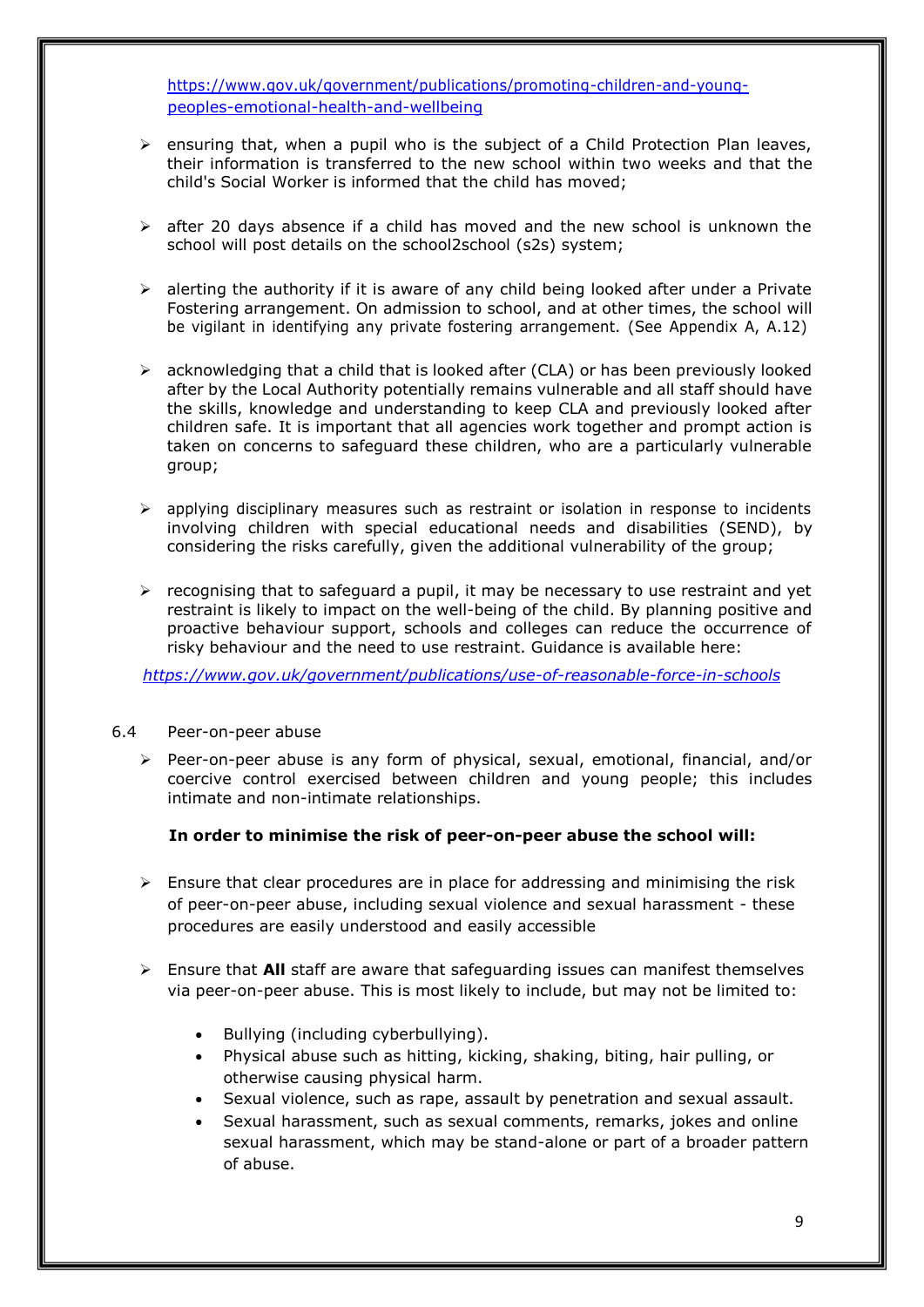https://www.gov.uk/government/publications/promoting-children-and-young-peoples-emotional-health-and-wellbeing

- ensuring that, when a pupil who is the subject of a Child Protection Plan leaves, their information is transferred to the new school within two weeks and that the child's Social Worker is informed that the child has moved;

- after 20 days absence if a child has moved and the new school is unknown the school will post details on the school2school (s2s) system;

- alerting the authority if it is aware of any child being looked after under a Private Fostering arrangement. On admission to school, and at other times, the school will be vigilant in identifying any private fostering arrangement. (See Appendix A, A.12)

- acknowledging that a child that is looked after (CLA) or has been previously looked after by the Local Authority potentially remains vulnerable and all staff should have the skills, knowledge and understanding to keep CLA and previously looked after children safe. It is important that all agencies work together and prompt action is taken on concerns to safeguard these children, who are a particularly vulnerable group;

- applying disciplinary measures such as restraint or isolation in response to incidents involving children with special educational needs and disabilities (SEND), by considering the risks carefully, given the additional vulnerability of the group;

- recognising that to safeguard a pupil, it may be necessary to use restraint and yet restraint is likely to impact on the well-being of the child. By planning positive and proactive behaviour support, schools and colleges can reduce the occurrence of risky behaviour and the need to use restraint. Guidance is available here:

*https://www.gov.uk/government/publications/use-of-reasonable-force-in-schools*

6.4 Peer-on-peer abuse

- Peer-on-peer abuse is any form of physical, sexual, emotional, financial, and/or coercive control exercised between children and young people; this includes intimate and non-intimate relationships.

**In order to minimise the risk of peer-on-peer abuse the school will:**

- Ensure that clear procedures are in place for addressing and minimising the risk of peer-on-peer abuse, including sexual violence and sexual harassment - these procedures are easily understood and easily accessible

- Ensure that **All** staff are aware that safeguarding issues can manifest themselves via peer-on-peer abuse. This is most likely to include, but may not be limited to:

  - Bullying (including cyberbullying).
  - Physical abuse such as hitting, kicking, shaking, biting, hair pulling, or otherwise causing physical harm.
  - Sexual violence, such as rape, assault by penetration and sexual assault.
  - Sexual harassment, such as sexual comments, remarks, jokes and online sexual harassment, which may be stand-alone or part of a broader pattern of abuse.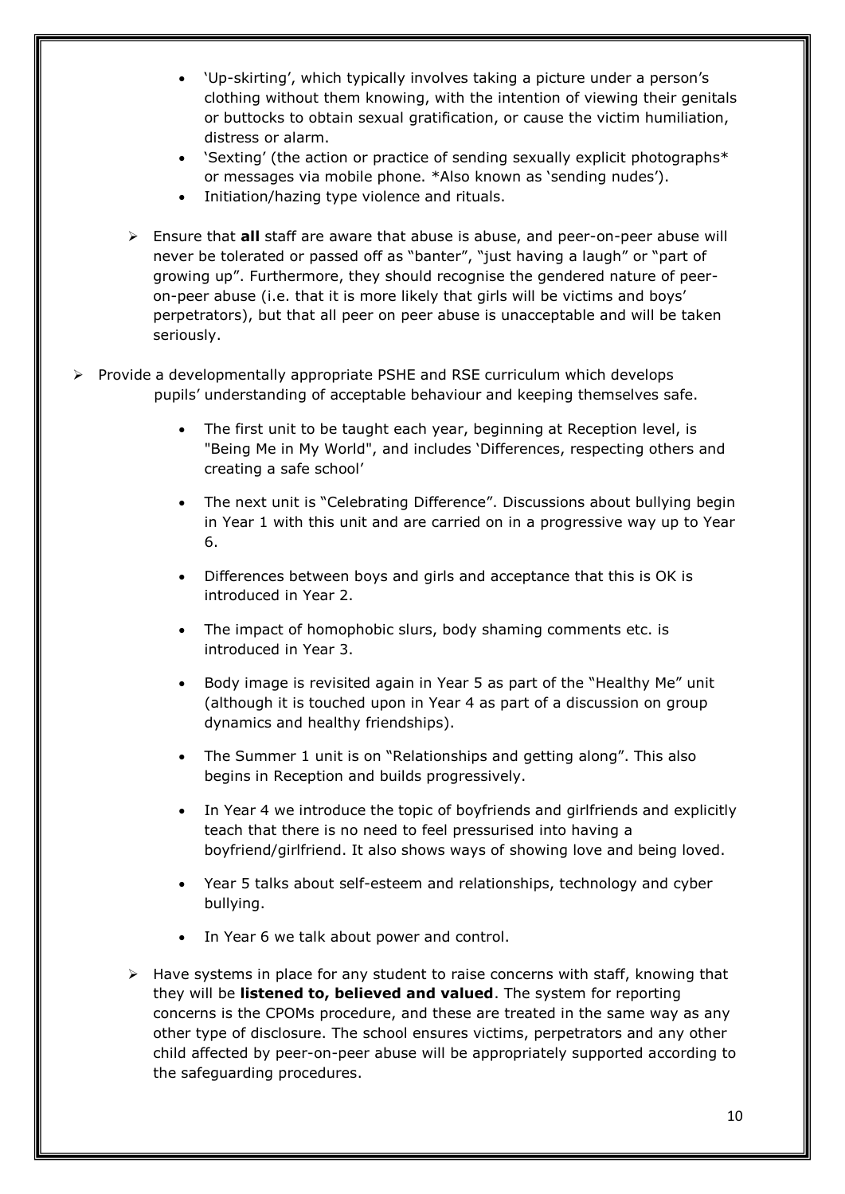- 'Up-skirting', which typically involves taking a picture under a person's clothing without them knowing, with the intention of viewing their genitals or buttocks to obtain sexual gratification, or cause the victim humiliation, distress or alarm.
- 'Sexting' (the action or practice of sending sexually explicit photographs* or messages via mobile phone. *Also known as 'sending nudes').
- Initiation/hazing type violence and rituals.

- Ensure that **all** staff are aware that abuse is abuse, and peer-on-peer abuse will never be tolerated or passed off as "banter", "just having a laugh" or "part of growing up". Furthermore, they should recognise the gendered nature of peer-on-peer abuse (i.e. that it is more likely that girls will be victims and boys' perpetrators), but that all peer on peer abuse is unacceptable and will be taken seriously.

- Provide a developmentally appropriate PSHE and RSE curriculum which develops pupils' understanding of acceptable behaviour and keeping themselves safe.

  - The first unit to be taught each year, beginning at Reception level, is "Being Me in My World", and includes 'Differences, respecting others and creating a safe school'
  - The next unit is "Celebrating Difference". Discussions about bullying begin in Year 1 with this unit and are carried on in a progressive way up to Year 6.
  - Differences between boys and girls and acceptance that this is OK is introduced in Year 2.
  - The impact of homophobic slurs, body shaming comments etc. is introduced in Year 3.
  - Body image is revisited again in Year 5 as part of the "Healthy Me" unit (although it is touched upon in Year 4 as part of a discussion on group dynamics and healthy friendships).
  - The Summer 1 unit is on "Relationships and getting along". This also begins in Reception and builds progressively.
  - In Year 4 we introduce the topic of boyfriends and girlfriends and explicitly teach that there is no need to feel pressurised into having a boyfriend/girlfriend. It also shows ways of showing love and being loved.
  - Year 5 talks about self-esteem and relationships, technology and cyber bullying.
  - In Year 6 we talk about power and control.

- Have systems in place for any student to raise concerns with staff, knowing that they will be **listened to, believed and valued**. The system for reporting concerns is the CPOMs procedure, and these are treated in the same way as any other type of disclosure. The school ensures victims, perpetrators and any other child affected by peer-on-peer abuse will be appropriately supported according to the safeguarding procedures.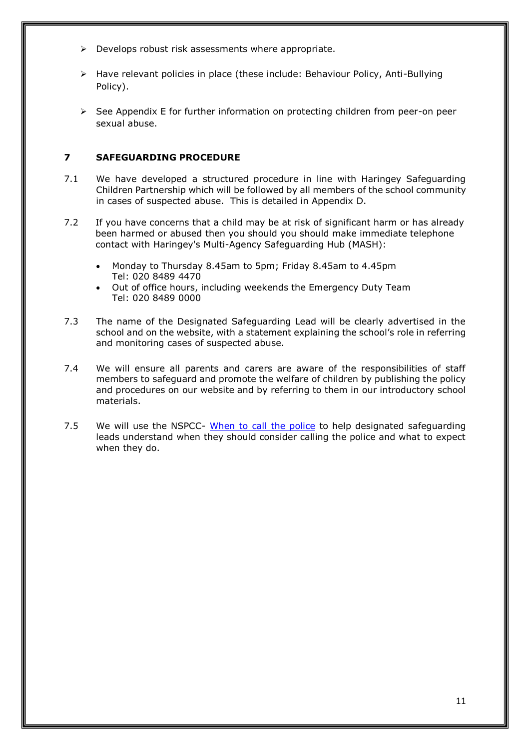- Develops robust risk assessments where appropriate.
- Have relevant policies in place (these include: Behaviour Policy, Anti-Bullying Policy).
- See Appendix E for further information on protecting children from peer-on peer sexual abuse.

## 7 SAFEGUARDING PROCEDURE

7.1 We have developed a structured procedure in line with Haringey Safeguarding Children Partnership which will be followed by all members of the school community in cases of suspected abuse. This is detailed in Appendix D.

7.2 If you have concerns that a child may be at risk of significant harm or has already been harmed or abused then you should you should make immediate telephone contact with Haringey's Multi-Agency Safeguarding Hub (MASH):

- Monday to Thursday 8.45am to 5pm; Friday 8.45am to 4.45pm
  Tel: 020 8489 4470
- Out of office hours, including weekends the Emergency Duty Team
  Tel: 020 8489 0000

7.3 The name of the Designated Safeguarding Lead will be clearly advertised in the school and on the website, with a statement explaining the school's role in referring and monitoring cases of suspected abuse.

7.4 We will ensure all parents and carers are aware of the responsibilities of staff members to safeguard and promote the welfare of children by publishing the policy and procedures on our website and by referring to them in our introductory school materials.

7.5 We will use the NSPCC- When to call the police to help designated safeguarding leads understand when they should consider calling the police and what to expect when they do.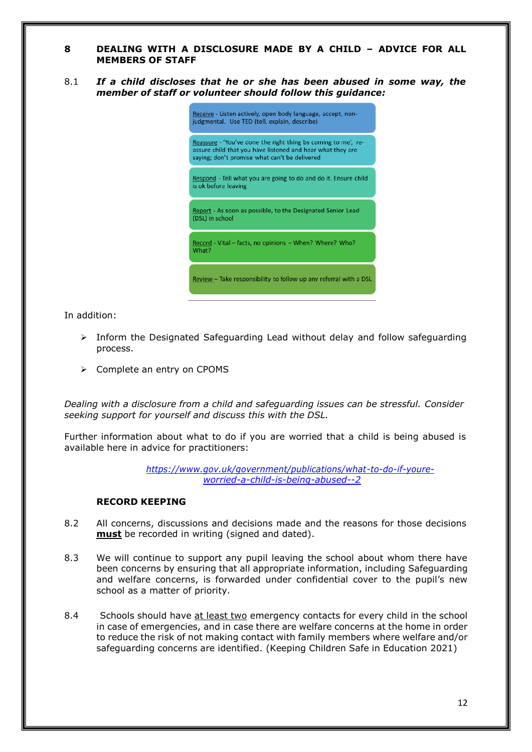## 8 DEALING WITH A DISCLOSURE MADE BY A CHILD – ADVICE FOR ALL MEMBERS OF STAFF

8.1 ***If a child discloses that he or she has been abused in some way, the member of staff or volunteer should follow this guidance:***

- Receive - Listen actively, open body language, accept, non-judgmental. Use TED (tell, explain, describe)
- Reassure - 'You've done the right thing by coming to me', re-assure child that you have listened and hear what they are saying; don't promise what can't be delivered
- Respond - Tell what you are going to do and do it. Ensure child is ok before leaving
- Report - As soon as possible, to the Designated Senior Lead (DSL) in school
- Record - Vital – facts, no opinions – When? Where? Who? What?
- Review – Take responsibility to follow up any referral with a DSL

In addition:

- Inform the Designated Safeguarding Lead without delay and follow safeguarding process.
- Complete an entry on CPOMS

*Dealing with a disclosure from a child and safeguarding issues can be stressful. Consider seeking support for yourself and discuss this with the DSL.*

Further information about what to do if you are worried that a child is being abused is available here in advice for practitioners:

https://www.gov.uk/government/publications/what-to-do-if-youre-worried-a-child-is-being-abused--2

### RECORD KEEPING

8.2 All concerns, discussions and decisions made and the reasons for those decisions **must** be recorded in writing (signed and dated).

8.3 We will continue to support any pupil leaving the school about whom there have been concerns by ensuring that all appropriate information, including Safeguarding and welfare concerns, is forwarded under confidential cover to the pupil's new school as a matter of priority.

8.4 Schools should have at least two emergency contacts for every child in the school in case of emergencies, and in case there are welfare concerns at the home in order to reduce the risk of not making contact with family members where welfare and/or safeguarding concerns are identified. (Keeping Children Safe in Education 2021)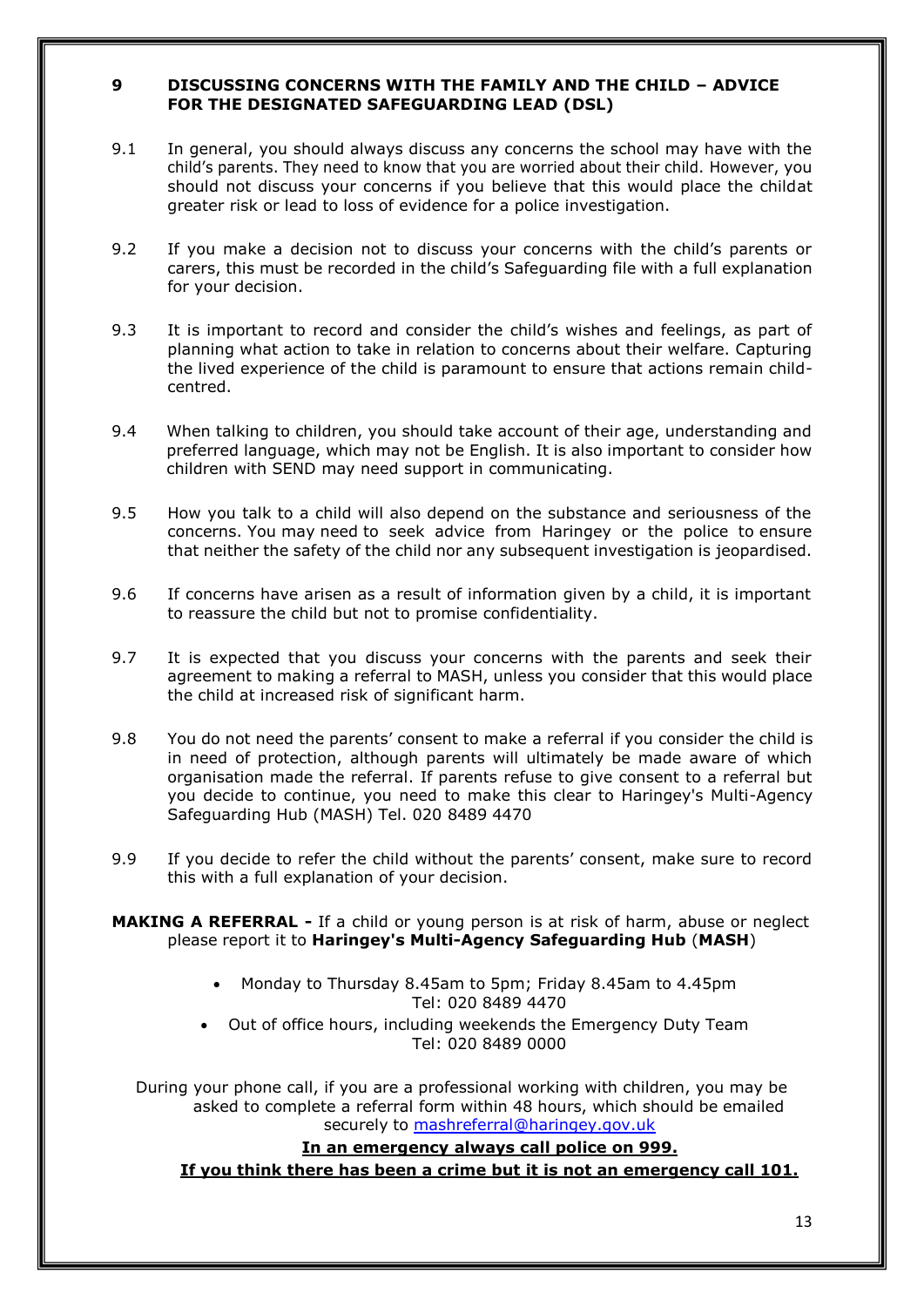## 9 DISCUSSING CONCERNS WITH THE FAMILY AND THE CHILD – ADVICE FOR THE DESIGNATED SAFEGUARDING LEAD (DSL)

9.1 In general, you should always discuss any concerns the school may have with the child's parents. They need to know that you are worried about their child. However, you should not discuss your concerns if you believe that this would place the childat greater risk or lead to loss of evidence for a police investigation.

9.2 If you make a decision not to discuss your concerns with the child's parents or carers, this must be recorded in the child's Safeguarding file with a full explanation for your decision.

9.3 It is important to record and consider the child's wishes and feelings, as part of planning what action to take in relation to concerns about their welfare. Capturing the lived experience of the child is paramount to ensure that actions remain child-centred.

9.4 When talking to children, you should take account of their age, understanding and preferred language, which may not be English. It is also important to consider how children with SEND may need support in communicating.

9.5 How you talk to a child will also depend on the substance and seriousness of the concerns. You may need to seek advice from Haringey or the police to ensure that neither the safety of the child nor any subsequent investigation is jeopardised.

9.6 If concerns have arisen as a result of information given by a child, it is important to reassure the child but not to promise confidentiality.

9.7 It is expected that you discuss your concerns with the parents and seek their agreement to making a referral to MASH, unless you consider that this would place the child at increased risk of significant harm.

9.8 You do not need the parents' consent to make a referral if you consider the child is in need of protection, although parents will ultimately be made aware of which organisation made the referral. If parents refuse to give consent to a referral but you decide to continue, you need to make this clear to Haringey's Multi-Agency Safeguarding Hub (MASH) Tel. 020 8489 4470

9.9 If you decide to refer the child without the parents' consent, make sure to record this with a full explanation of your decision.

**MAKING A REFERRAL -** If a child or young person is at risk of harm, abuse or neglect please report it to **Haringey's Multi-Agency Safeguarding Hub** (**MASH**)

- Monday to Thursday 8.45am to 5pm; Friday 8.45am to 4.45pm Tel: 020 8489 4470
- Out of office hours, including weekends the Emergency Duty Team Tel: 020 8489 0000

During your phone call, if you are a professional working with children, you may be asked to complete a referral form within 48 hours, which should be emailed securely to mashreferral@haringey.gov.uk

**In an emergency always call police on 999.**

**If you think there has been a crime but it is not an emergency call 101.**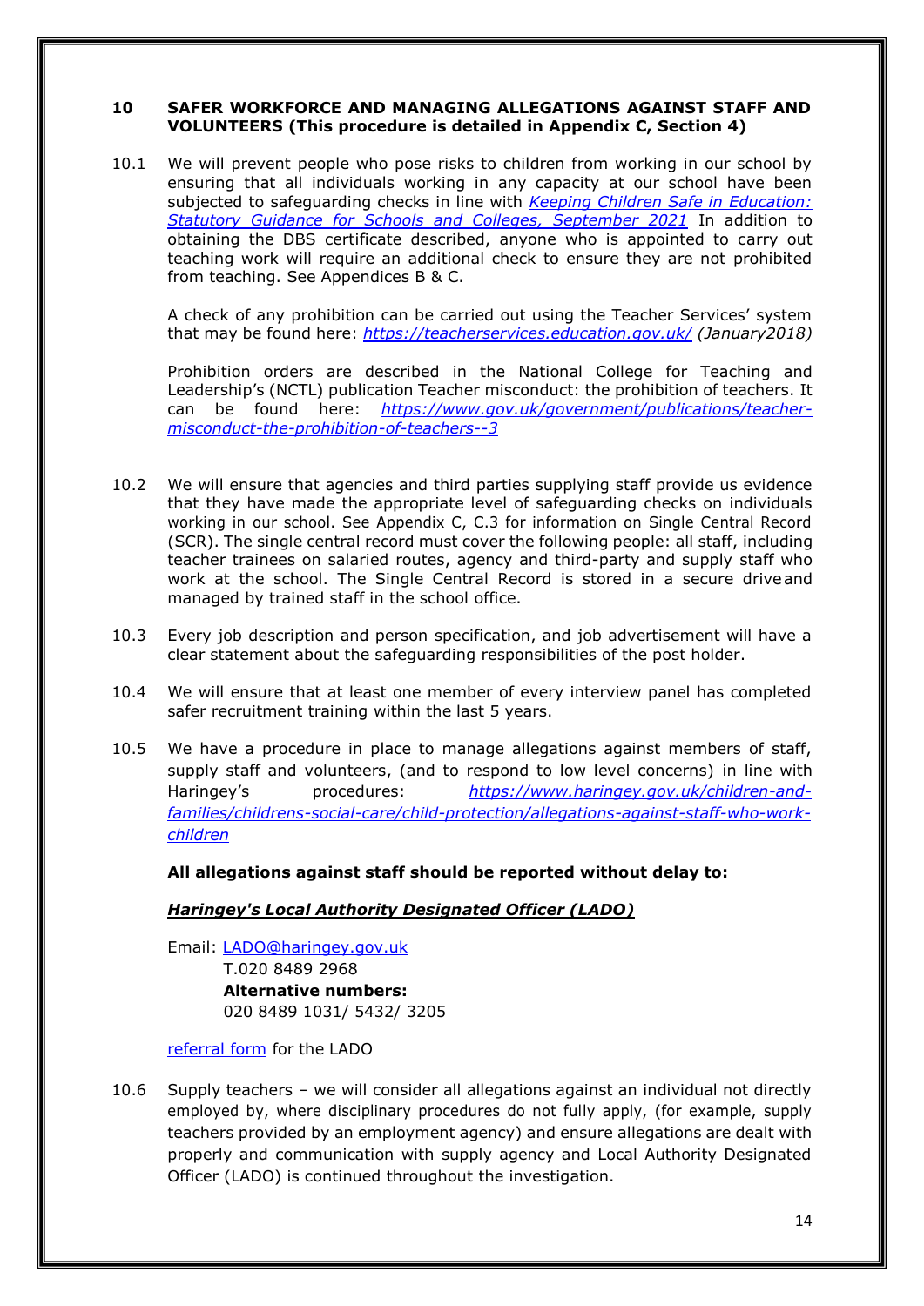## 10 SAFER WORKFORCE AND MANAGING ALLEGATIONS AGAINST STAFF AND VOLUNTEERS (This procedure is detailed in Appendix C, Section 4)

10.1 We will prevent people who pose risks to children from working in our school by ensuring that all individuals working in any capacity at our school have been subjected to safeguarding checks in line with *Keeping Children Safe in Education: Statutory Guidance for Schools and Colleges, September 2021* In addition to obtaining the DBS certificate described, anyone who is appointed to carry out teaching work will require an additional check to ensure they are not prohibited from teaching. See Appendices B & C.

A check of any prohibition can be carried out using the Teacher Services' system that may be found here: *https://teacherservices.education.gov.uk/* *(January2018)*

Prohibition orders are described in the National College for Teaching and Leadership's (NCTL) publication Teacher misconduct: the prohibition of teachers. It can be found here: *https://www.gov.uk/government/publications/teacher-misconduct-the-prohibition-of-teachers--3*

10.2 We will ensure that agencies and third parties supplying staff provide us evidence that they have made the appropriate level of safeguarding checks on individuals working in our school. See Appendix C, C.3 for information on Single Central Record (SCR). The single central record must cover the following people: all staff, including teacher trainees on salaried routes, agency and third-party and supply staff who work at the school. The Single Central Record is stored in a secure drive and managed by trained staff in the school office.

10.3 Every job description and person specification, and job advertisement will have a clear statement about the safeguarding responsibilities of the post holder.

10.4 We will ensure that at least one member of every interview panel has completed safer recruitment training within the last 5 years.

10.5 We have a procedure in place to manage allegations against members of staff, supply staff and volunteers, (and to respond to low level concerns) in line with Haringey's procedures: *https://www.haringey.gov.uk/children-and-families/childrens-social-care/child-protection/allegations-against-staff-who-work-children*

**All allegations against staff should be reported without delay to:**

***Haringey's Local Authority Designated Officer (LADO)***

Email: LADO@haringey.gov.uk
T.020 8489 2968
**Alternative numbers:**
020 8489 1031/ 5432/ 3205

referral form for the LADO

10.6 Supply teachers – we will consider all allegations against an individual not directly employed by, where disciplinary procedures do not fully apply, (for example, supply teachers provided by an employment agency) and ensure allegations are dealt with properly and communication with supply agency and Local Authority Designated Officer (LADO) is continued throughout the investigation.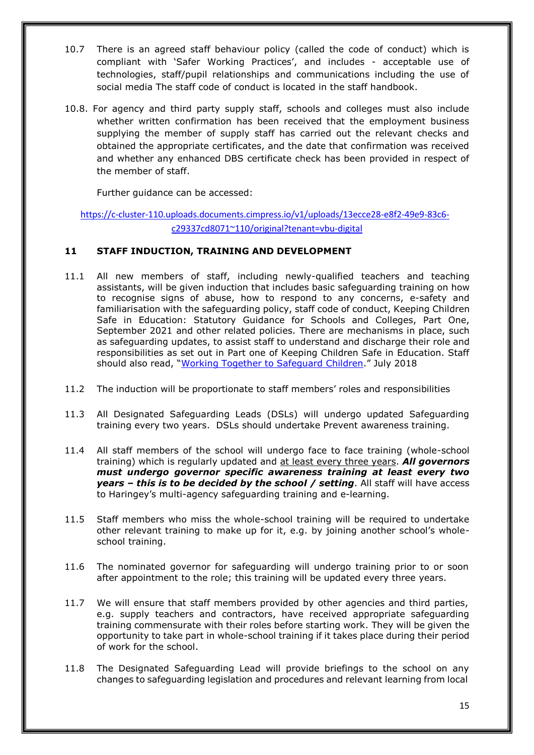10.7 There is an agreed staff behaviour policy (called the code of conduct) which is compliant with 'Safer Working Practices', and includes - acceptable use of technologies, staff/pupil relationships and communications including the use of social media The staff code of conduct is located in the staff handbook.

10.8. For agency and third party supply staff, schools and colleges must also include whether written confirmation has been received that the employment business supplying the member of supply staff has carried out the relevant checks and obtained the appropriate certificates, and the date that confirmation was received and whether any enhanced DBS certificate check has been provided in respect of the member of staff.

Further guidance can be accessed:

[https://c-cluster-110.uploads.documents.cimpress.io/v1/uploads/13ecce28-e8f2-49e9-83c6-c29337cd8071~110/original?tenant=vbu-digital](https://c-cluster-110.uploads.documents.cimpress.io/v1/uploads/13ecce28-e8f2-49e9-83c6-c29337cd8071~110/original?tenant=vbu-digital)

## 11 STAFF INDUCTION, TRAINING AND DEVELOPMENT

11.1 All new members of staff, including newly-qualified teachers and teaching assistants, will be given induction that includes basic safeguarding training on how to recognise signs of abuse, how to respond to any concerns, e-safety and familiarisation with the safeguarding policy, staff code of conduct, Keeping Children Safe in Education: Statutory Guidance for Schools and Colleges, Part One, September 2021 and other related policies. There are mechanisms in place, such as safeguarding updates, to assist staff to understand and discharge their role and responsibilities as set out in Part one of Keeping Children Safe in Education. Staff should also read, "[Working Together to Safeguard Children](#)." July 2018

11.2 The induction will be proportionate to staff members' roles and responsibilities

11.3 All Designated Safeguarding Leads (DSLs) will undergo updated Safeguarding training every two years. DSLs should undertake Prevent awareness training.

11.4 All staff members of the school will undergo face to face training (whole-school training) which is regularly updated and <u>at least every three years</u>. ***All governors must undergo governor specific awareness training at least every two years – this is to be decided by the school / setting***. All staff will have access to Haringey's multi-agency safeguarding training and e-learning.

11.5 Staff members who miss the whole-school training will be required to undertake other relevant training to make up for it, e.g. by joining another school's whole-school training.

11.6 The nominated governor for safeguarding will undergo training prior to or soon after appointment to the role; this training will be updated every three years.

11.7 We will ensure that staff members provided by other agencies and third parties, e.g. supply teachers and contractors, have received appropriate safeguarding training commensurate with their roles before starting work. They will be given the opportunity to take part in whole-school training if it takes place during their period of work for the school.

11.8 The Designated Safeguarding Lead will provide briefings to the school on any changes to safeguarding legislation and procedures and relevant learning from local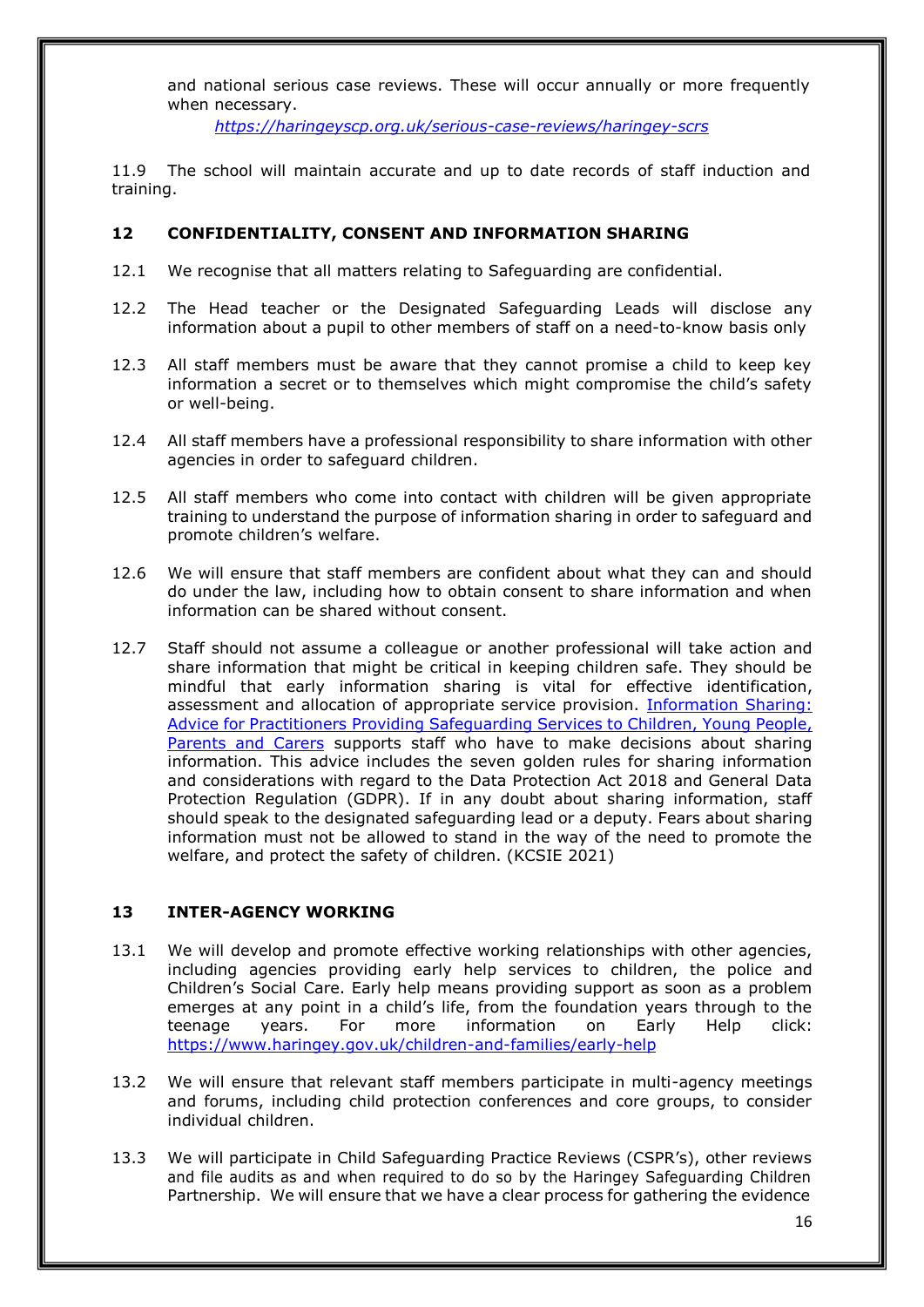and national serious case reviews. These will occur annually or more frequently when necessary.

*https://haringeyscp.org.uk/serious-case-reviews/haringey-scrs*

11.9 The school will maintain accurate and up to date records of staff induction and training.

## 12 CONFIDENTIALITY, CONSENT AND INFORMATION SHARING

12.1 We recognise that all matters relating to Safeguarding are confidential.

12.2 The Head teacher or the Designated Safeguarding Leads will disclose any information about a pupil to other members of staff on a need-to-know basis only

12.3 All staff members must be aware that they cannot promise a child to keep key information a secret or to themselves which might compromise the child's safety or well-being.

12.4 All staff members have a professional responsibility to share information with other agencies in order to safeguard children.

12.5 All staff members who come into contact with children will be given appropriate training to understand the purpose of information sharing in order to safeguard and promote children's welfare.

12.6 We will ensure that staff members are confident about what they can and should do under the law, including how to obtain consent to share information and when information can be shared without consent.

12.7 Staff should not assume a colleague or another professional will take action and share information that might be critical in keeping children safe. They should be mindful that early information sharing is vital for effective identification, assessment and allocation of appropriate service provision. Information Sharing: Advice for Practitioners Providing Safeguarding Services to Children, Young People, Parents and Carers supports staff who have to make decisions about sharing information. This advice includes the seven golden rules for sharing information and considerations with regard to the Data Protection Act 2018 and General Data Protection Regulation (GDPR). If in any doubt about sharing information, staff should speak to the designated safeguarding lead or a deputy. Fears about sharing information must not be allowed to stand in the way of the need to promote the welfare, and protect the safety of children. (KCSIE 2021)

## 13 INTER-AGENCY WORKING

13.1 We will develop and promote effective working relationships with other agencies, including agencies providing early help services to children, the police and Children's Social Care. Early help means providing support as soon as a problem emerges at any point in a child's life, from the foundation years through to the teenage years. For more information on Early Help click: https://www.haringey.gov.uk/children-and-families/early-help

13.2 We will ensure that relevant staff members participate in multi-agency meetings and forums, including child protection conferences and core groups, to consider individual children.

13.3 We will participate in Child Safeguarding Practice Reviews (CSPR's), other reviews and file audits as and when required to do so by the Haringey Safeguarding Children Partnership. We will ensure that we have a clear process for gathering the evidence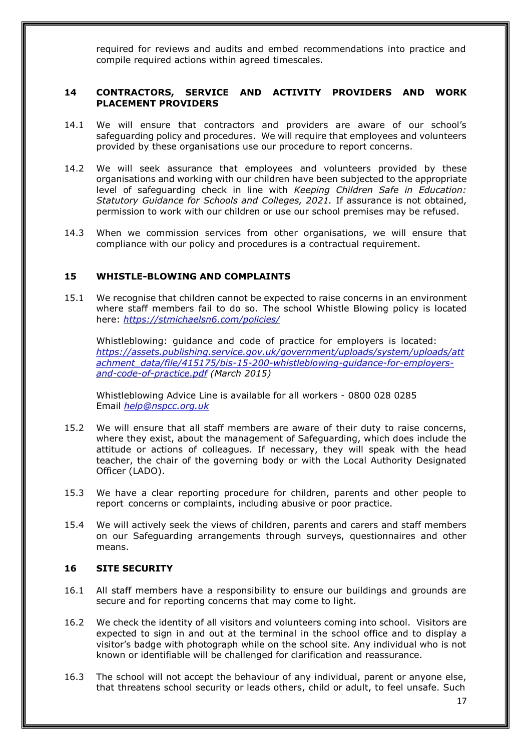required for reviews and audits and embed recommendations into practice and compile required actions within agreed timescales.

## 14 CONTRACTORS, SERVICE AND ACTIVITY PROVIDERS AND WORK PLACEMENT PROVIDERS

14.1 We will ensure that contractors and providers are aware of our school's safeguarding policy and procedures. We will require that employees and volunteers provided by these organisations use our procedure to report concerns.

14.2 We will seek assurance that employees and volunteers provided by these organisations and working with our children have been subjected to the appropriate level of safeguarding check in line with *Keeping Children Safe in Education: Statutory Guidance for Schools and Colleges, 2021.* If assurance is not obtained, permission to work with our children or use our school premises may be refused.

14.3 When we commission services from other organisations, we will ensure that compliance with our policy and procedures is a contractual requirement.

## 15 WHISTLE-BLOWING AND COMPLAINTS

15.1 We recognise that children cannot be expected to raise concerns in an environment where staff members fail to do so. The school Whistle Blowing policy is located here: *https://stmichaelsn6.com/policies/*

Whistleblowing: guidance and code of practice for employers is located: *https://assets.publishing.service.gov.uk/government/uploads/system/uploads/attachment_data/file/415175/bis-15-200-whistleblowing-guidance-for-employers-and-code-of-practice.pdf (March 2015)*

Whistleblowing Advice Line is available for all workers - 0800 028 0285
Email *help@nspcc.org.uk*

15.2 We will ensure that all staff members are aware of their duty to raise concerns, where they exist, about the management of Safeguarding, which does include the attitude or actions of colleagues. If necessary, they will speak with the head teacher, the chair of the governing body or with the Local Authority Designated Officer (LADO).

15.3 We have a clear reporting procedure for children, parents and other people to report concerns or complaints, including abusive or poor practice.

15.4 We will actively seek the views of children, parents and carers and staff members on our Safeguarding arrangements through surveys, questionnaires and other means.

## 16 SITE SECURITY

16.1 All staff members have a responsibility to ensure our buildings and grounds are secure and for reporting concerns that may come to light.

16.2 We check the identity of all visitors and volunteers coming into school. Visitors are expected to sign in and out at the terminal in the school office and to display a visitor's badge with photograph while on the school site. Any individual who is not known or identifiable will be challenged for clarification and reassurance.

16.3 The school will not accept the behaviour of any individual, parent or anyone else, that threatens school security or leads others, child or adult, to feel unsafe. Such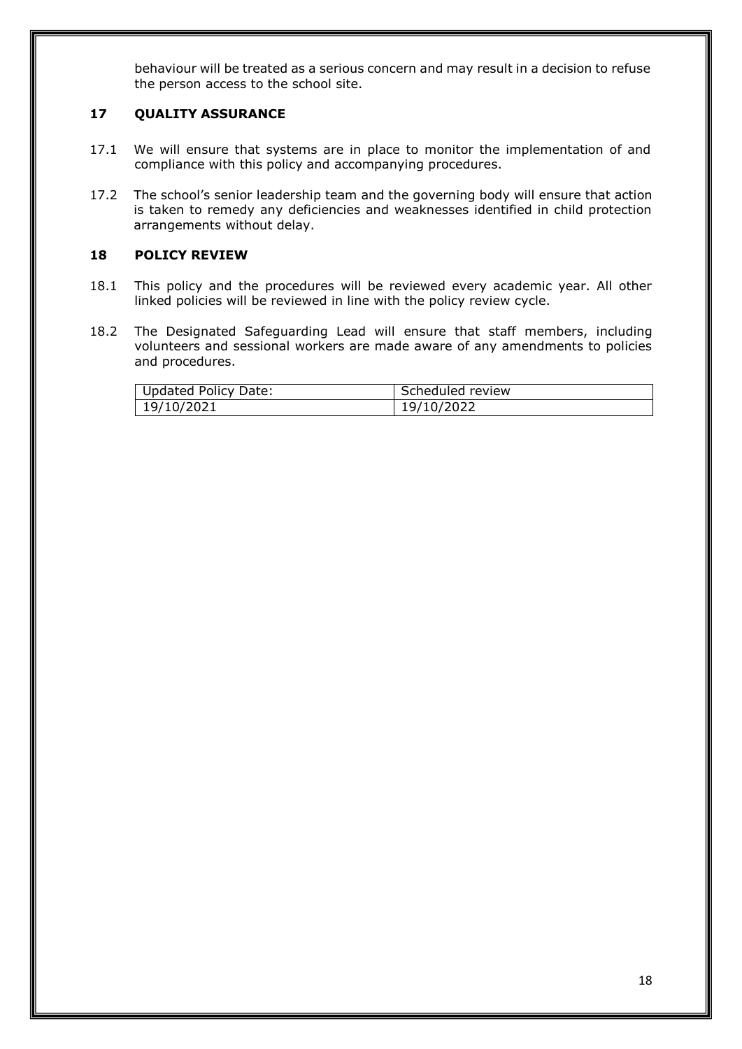behaviour will be treated as a serious concern and may result in a decision to refuse the person access to the school site.

## 17 QUALITY ASSURANCE

17.1 We will ensure that systems are in place to monitor the implementation of and compliance with this policy and accompanying procedures.

17.2 The school's senior leadership team and the governing body will ensure that action is taken to remedy any deficiencies and weaknesses identified in child protection arrangements without delay.

## 18 POLICY REVIEW

18.1 This policy and the procedures will be reviewed every academic year. All other linked policies will be reviewed in line with the policy review cycle.

18.2 The Designated Safeguarding Lead will ensure that staff members, including volunteers and sessional workers are made aware of any amendments to policies and procedures.

| Updated Policy Date: | Scheduled review |
|---|---|
| 19/10/2021 | 19/10/2022 |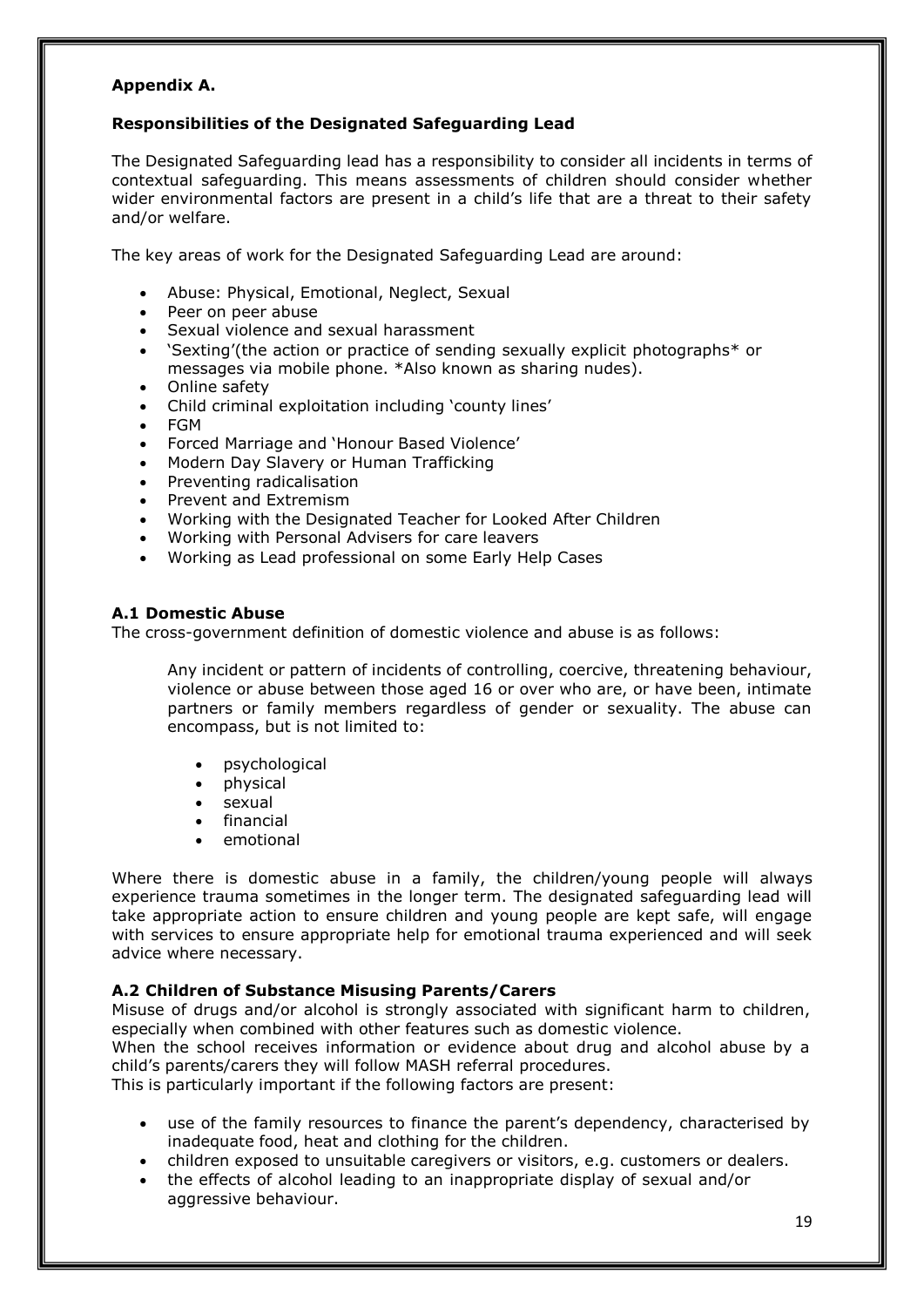**Appendix A.**

**Responsibilities of the Designated Safeguarding Lead**

The Designated Safeguarding lead has a responsibility to consider all incidents in terms of contextual safeguarding. This means assessments of children should consider whether wider environmental factors are present in a child's life that are a threat to their safety and/or welfare.

The key areas of work for the Designated Safeguarding Lead are around:

- Abuse: Physical, Emotional, Neglect, Sexual
- Peer on peer abuse
- Sexual violence and sexual harassment
- 'Sexting'(the action or practice of sending sexually explicit photographs* or messages via mobile phone. *Also known as sharing nudes).
- Online safety
- Child criminal exploitation including 'county lines'
- FGM
- Forced Marriage and 'Honour Based Violence'
- Modern Day Slavery or Human Trafficking
- Preventing radicalisation
- Prevent and Extremism
- Working with the Designated Teacher for Looked After Children
- Working with Personal Advisers for care leavers
- Working as Lead professional on some Early Help Cases

### A.1 Domestic Abuse

The cross-government definition of domestic violence and abuse is as follows:

> Any incident or pattern of incidents of controlling, coercive, threatening behaviour, violence or abuse between those aged 16 or over who are, or have been, intimate partners or family members regardless of gender or sexuality. The abuse can encompass, but is not limited to:
>
> - psychological
> - physical
> - sexual
> - financial
> - emotional

Where there is domestic abuse in a family, the children/young people will always experience trauma sometimes in the longer term. The designated safeguarding lead will take appropriate action to ensure children and young people are kept safe, will engage with services to ensure appropriate help for emotional trauma experienced and will seek advice where necessary.

### A.2 Children of Substance Misusing Parents/Carers

Misuse of drugs and/or alcohol is strongly associated with significant harm to children, especially when combined with other features such as domestic violence.
When the school receives information or evidence about drug and alcohol abuse by a child's parents/carers they will follow MASH referral procedures.
This is particularly important if the following factors are present:

- use of the family resources to finance the parent's dependency, characterised by inadequate food, heat and clothing for the children.
- children exposed to unsuitable caregivers or visitors, e.g. customers or dealers.
- the effects of alcohol leading to an inappropriate display of sexual and/or aggressive behaviour.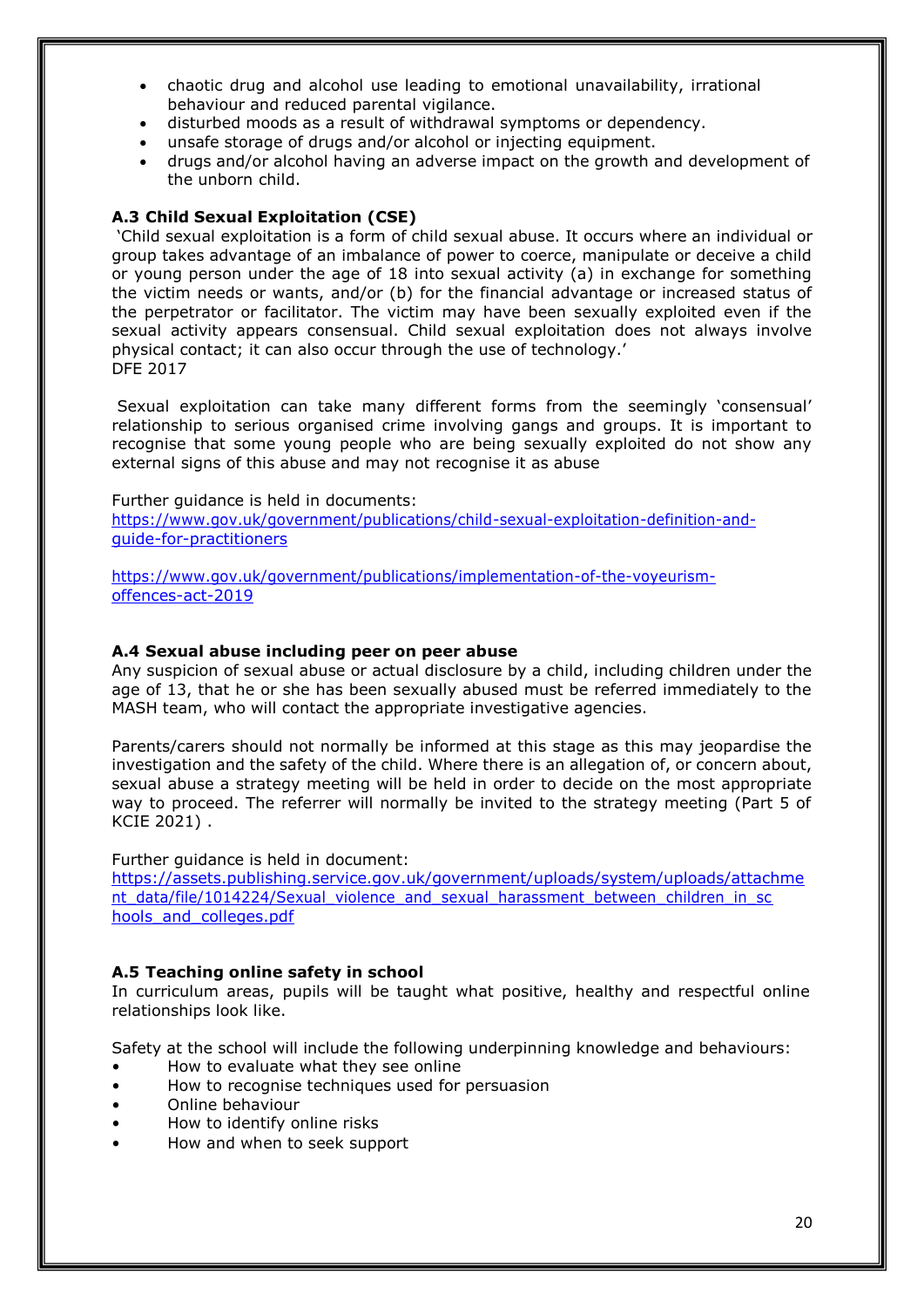- chaotic drug and alcohol use leading to emotional unavailability, irrational behaviour and reduced parental vigilance.
- disturbed moods as a result of withdrawal symptoms or dependency.
- unsafe storage of drugs and/or alcohol or injecting equipment.
- drugs and/or alcohol having an adverse impact on the growth and development of the unborn child.

### A.3 Child Sexual Exploitation (CSE)

'Child sexual exploitation is a form of child sexual abuse. It occurs where an individual or group takes advantage of an imbalance of power to coerce, manipulate or deceive a child or young person under the age of 18 into sexual activity (a) in exchange for something the victim needs or wants, and/or (b) for the financial advantage or increased status of the perpetrator or facilitator. The victim may have been sexually exploited even if the sexual activity appears consensual. Child sexual exploitation does not always involve physical contact; it can also occur through the use of technology.'
DFE 2017

Sexual exploitation can take many different forms from the seemingly 'consensual' relationship to serious organised crime involving gangs and groups. It is important to recognise that some young people who are being sexually exploited do not show any external signs of this abuse and may not recognise it as abuse

Further guidance is held in documents:
https://www.gov.uk/government/publications/child-sexual-exploitation-definition-and-guide-for-practitioners

https://www.gov.uk/government/publications/implementation-of-the-voyeurism-offences-act-2019

### A.4 Sexual abuse including peer on peer abuse

Any suspicion of sexual abuse or actual disclosure by a child, including children under the age of 13, that he or she has been sexually abused must be referred immediately to the MASH team, who will contact the appropriate investigative agencies.

Parents/carers should not normally be informed at this stage as this may jeopardise the investigation and the safety of the child. Where there is an allegation of, or concern about, sexual abuse a strategy meeting will be held in order to decide on the most appropriate way to proceed. The referrer will normally be invited to the strategy meeting (Part 5 of KCIE 2021) .

Further guidance is held in document:
https://assets.publishing.service.gov.uk/government/uploads/system/uploads/attachment_data/file/1014224/Sexual_violence_and_sexual_harassment_between_children_in_schools_and_colleges.pdf

### A.5 Teaching online safety in school

In curriculum areas, pupils will be taught what positive, healthy and respectful online relationships look like.

Safety at the school will include the following underpinning knowledge and behaviours:

- How to evaluate what they see online
- How to recognise techniques used for persuasion
- Online behaviour
- How to identify online risks
- How and when to seek support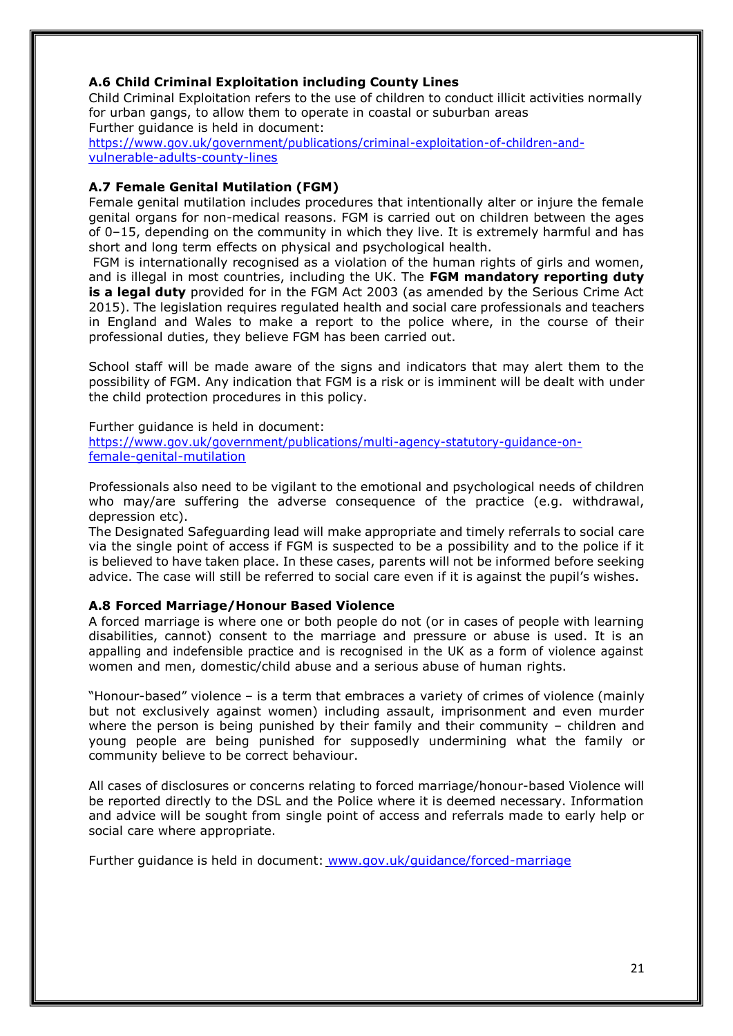### A.6 Child Criminal Exploitation including County Lines

Child Criminal Exploitation refers to the use of children to conduct illicit activities normally for urban gangs, to allow them to operate in coastal or suburban areas

Further guidance is held in document:
[https://www.gov.uk/government/publications/criminal-exploitation-of-children-and-vulnerable-adults-county-lines](https://www.gov.uk/government/publications/criminal-exploitation-of-children-and-vulnerable-adults-county-lines)

### A.7 Female Genital Mutilation (FGM)

Female genital mutilation includes procedures that intentionally alter or injure the female genital organs for non-medical reasons. FGM is carried out on children between the ages of 0–15, depending on the community in which they live. It is extremely harmful and has short and long term effects on physical and psychological health.

FGM is internationally recognised as a violation of the human rights of girls and women, and is illegal in most countries, including the UK. The **FGM mandatory reporting duty is a legal duty** provided for in the FGM Act 2003 (as amended by the Serious Crime Act 2015). The legislation requires regulated health and social care professionals and teachers in England and Wales to make a report to the police where, in the course of their professional duties, they believe FGM has been carried out.

School staff will be made aware of the signs and indicators that may alert them to the possibility of FGM. Any indication that FGM is a risk or is imminent will be dealt with under the child protection procedures in this policy.

Further guidance is held in document:
[https://www.gov.uk/government/publications/multi-agency-statutory-guidance-on-female-genital-mutilation](https://www.gov.uk/government/publications/multi-agency-statutory-guidance-on-female-genital-mutilation)

Professionals also need to be vigilant to the emotional and psychological needs of children who may/are suffering the adverse consequence of the practice (e.g. withdrawal, depression etc).

The Designated Safeguarding lead will make appropriate and timely referrals to social care via the single point of access if FGM is suspected to be a possibility and to the police if it is believed to have taken place. In these cases, parents will not be informed before seeking advice. The case will still be referred to social care even if it is against the pupil's wishes.

### A.8 Forced Marriage/Honour Based Violence

A forced marriage is where one or both people do not (or in cases of people with learning disabilities, cannot) consent to the marriage and pressure or abuse is used. It is an appalling and indefensible practice and is recognised in the UK as a form of violence against women and men, domestic/child abuse and a serious abuse of human rights.

"Honour-based" violence – is a term that embraces a variety of crimes of violence (mainly but not exclusively against women) including assault, imprisonment and even murder where the person is being punished by their family and their community – children and young people are being punished for supposedly undermining what the family or community believe to be correct behaviour.

All cases of disclosures or concerns relating to forced marriage/honour-based Violence will be reported directly to the DSL and the Police where it is deemed necessary. Information and advice will be sought from single point of access and referrals made to early help or social care where appropriate.

Further guidance is held in document: [www.gov.uk/guidance/forced-marriage](http://www.gov.uk/guidance/forced-marriage)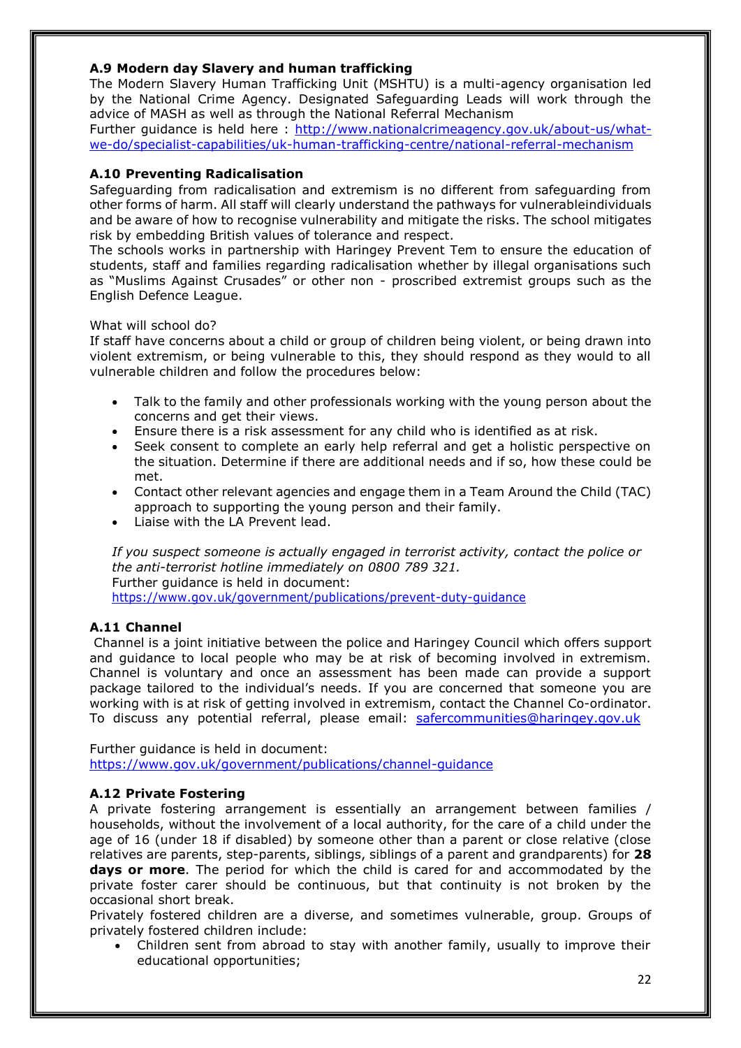### A.9 Modern day Slavery and human trafficking

The Modern Slavery Human Trafficking Unit (MSHTU) is a multi-agency organisation led by the National Crime Agency. Designated Safeguarding Leads will work through the advice of MASH as well as through the National Referral Mechanism

Further guidance is held here : [http://www.nationalcrimeagency.gov.uk/about-us/what-we-do/specialist-capabilities/uk-human-trafficking-centre/national-referral-mechanism](http://www.nationalcrimeagency.gov.uk/about-us/what-we-do/specialist-capabilities/uk-human-trafficking-centre/national-referral-mechanism)

### A.10 Preventing Radicalisation

Safeguarding from radicalisation and extremism is no different from safeguarding from other forms of harm. All staff will clearly understand the pathways for vulnerableindividuals and be aware of how to recognise vulnerability and mitigate the risks. The school mitigates risk by embedding British values of tolerance and respect.

The schools works in partnership with Haringey Prevent Tem to ensure the education of students, staff and families regarding radicalisation whether by illegal organisations such as "Muslims Against Crusades" or other non - proscribed extremist groups such as the English Defence League.

What will school do?

If staff have concerns about a child or group of children being violent, or being drawn into violent extremism, or being vulnerable to this, they should respond as they would to all vulnerable children and follow the procedures below:

- Talk to the family and other professionals working with the young person about the concerns and get their views.
- Ensure there is a risk assessment for any child who is identified as at risk.
- Seek consent to complete an early help referral and get a holistic perspective on the situation. Determine if there are additional needs and if so, how these could be met.
- Contact other relevant agencies and engage them in a Team Around the Child (TAC) approach to supporting the young person and their family.
- Liaise with the LA Prevent lead.

*If you suspect someone is actually engaged in terrorist activity, contact the police or the anti-terrorist hotline immediately on 0800 789 321.*

Further guidance is held in document:
[https://www.gov.uk/government/publications/prevent-duty-guidance](https://www.gov.uk/government/publications/prevent-duty-guidance)

### A.11 Channel

Channel is a joint initiative between the police and Haringey Council which offers support and guidance to local people who may be at risk of becoming involved in extremism. Channel is voluntary and once an assessment has been made can provide a support package tailored to the individual's needs. If you are concerned that someone you are working with is at risk of getting involved in extremism, contact the Channel Co-ordinator. To discuss any potential referral, please email: [safercommunities@haringey.gov.uk](mailto:safercommunities@haringey.gov.uk)

Further guidance is held in document:
[https://www.gov.uk/government/publications/channel-guidance](https://www.gov.uk/government/publications/channel-guidance)

### A.12 Private Fostering

A private fostering arrangement is essentially an arrangement between families / households, without the involvement of a local authority, for the care of a child under the age of 16 (under 18 if disabled) by someone other than a parent or close relative (close relatives are parents, step-parents, siblings, siblings of a parent and grandparents) for **28 days or more**. The period for which the child is cared for and accommodated by the private foster carer should be continuous, but that continuity is not broken by the occasional short break.

Privately fostered children are a diverse, and sometimes vulnerable, group. Groups of privately fostered children include:

- Children sent from abroad to stay with another family, usually to improve their educational opportunities;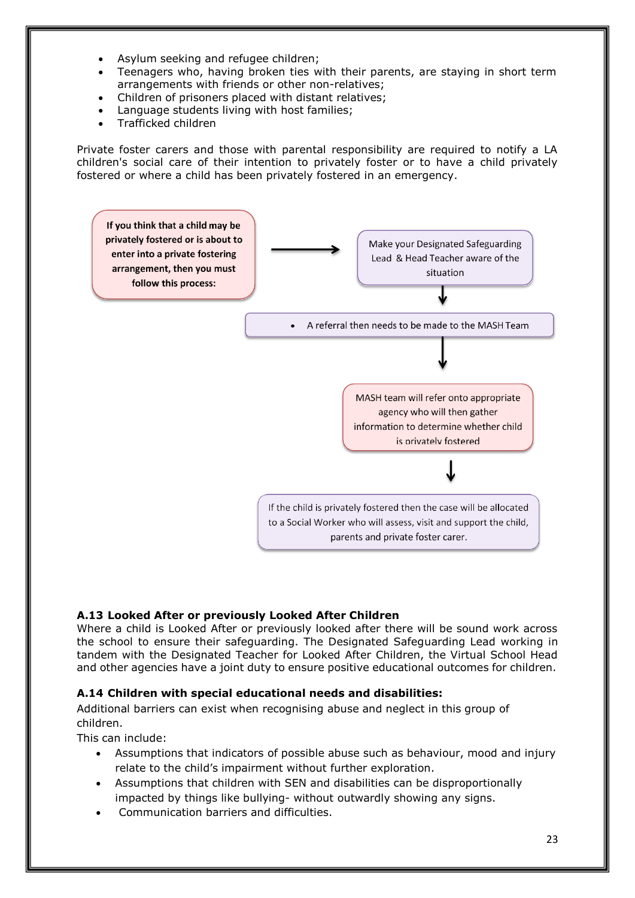- Asylum seeking and refugee children;
- Teenagers who, having broken ties with their parents, are staying in short term arrangements with friends or other non-relatives;
- Children of prisoners placed with distant relatives;
- Language students living with host families;
- Trafficked children

Private foster carers and those with parental responsibility are required to notify a LA children's social care of their intention to privately foster or to have a child privately fostered or where a child has been privately fostered in an emergency.

**If you think that a child may be privately fostered or is about to enter into a private fostering arrangement, then you must follow this process:**

→ Make your Designated Safeguarding Lead & Head Teacher aware of the situation

↓

- A referral then needs to be made to the MASH Team

↓

MASH team will refer onto appropriate agency who will then gather information to determine whether child is privately fostered

↓

If the child is privately fostered then the case will be allocated to a Social Worker who will assess, visit and support the child, parents and private foster carer.

### A.13 Looked After or previously Looked After Children

Where a child is Looked After or previously looked after there will be sound work across the school to ensure their safeguarding. The Designated Safeguarding Lead working in tandem with the Designated Teacher for Looked After Children, the Virtual School Head and other agencies have a joint duty to ensure positive educational outcomes for children.

### A.14 Children with special educational needs and disabilities:

Additional barriers can exist when recognising abuse and neglect in this group of children.

This can include:

- Assumptions that indicators of possible abuse such as behaviour, mood and injury relate to the child's impairment without further exploration.
- Assumptions that children with SEN and disabilities can be disproportionally impacted by things like bullying- without outwardly showing any signs.
- Communication barriers and difficulties.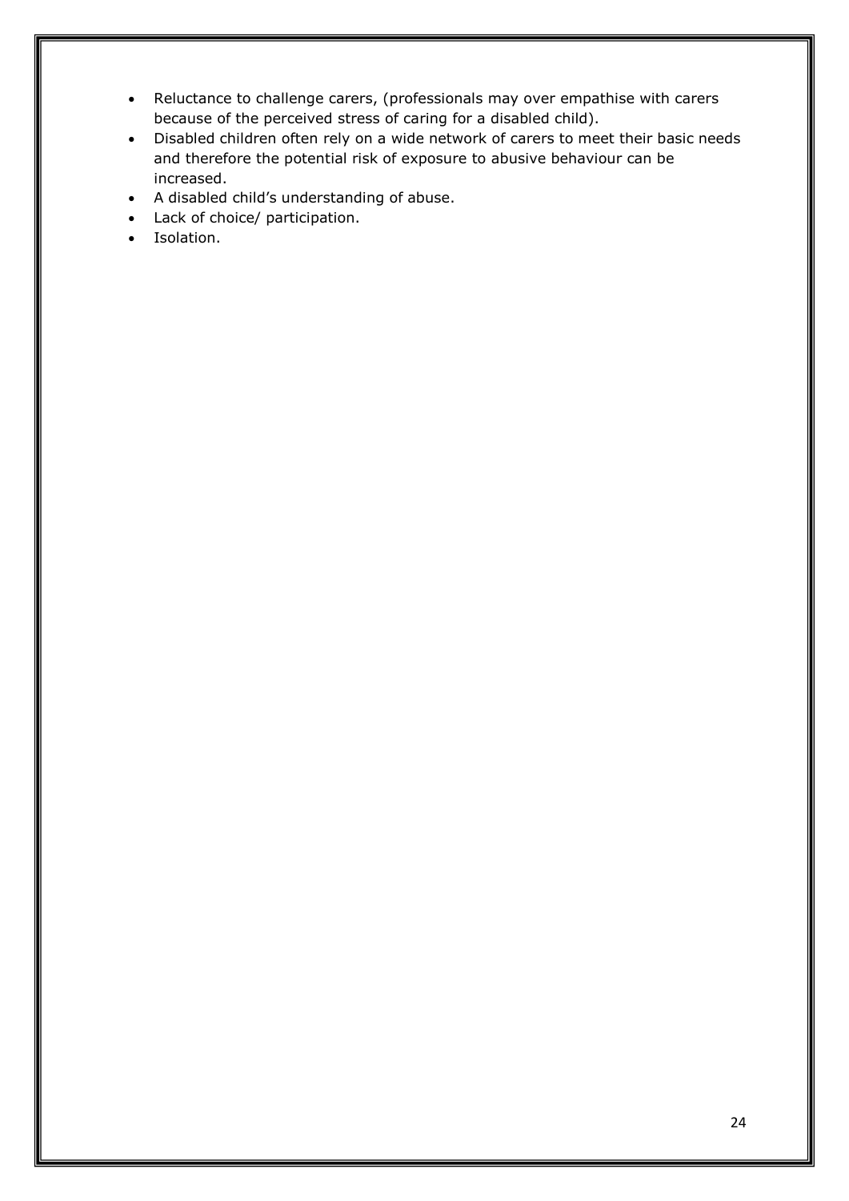- Reluctance to challenge carers, (professionals may over empathise with carers because of the perceived stress of caring for a disabled child).
- Disabled children often rely on a wide network of carers to meet their basic needs and therefore the potential risk of exposure to abusive behaviour can be increased.
- A disabled child's understanding of abuse.
- Lack of choice/ participation.
- Isolation.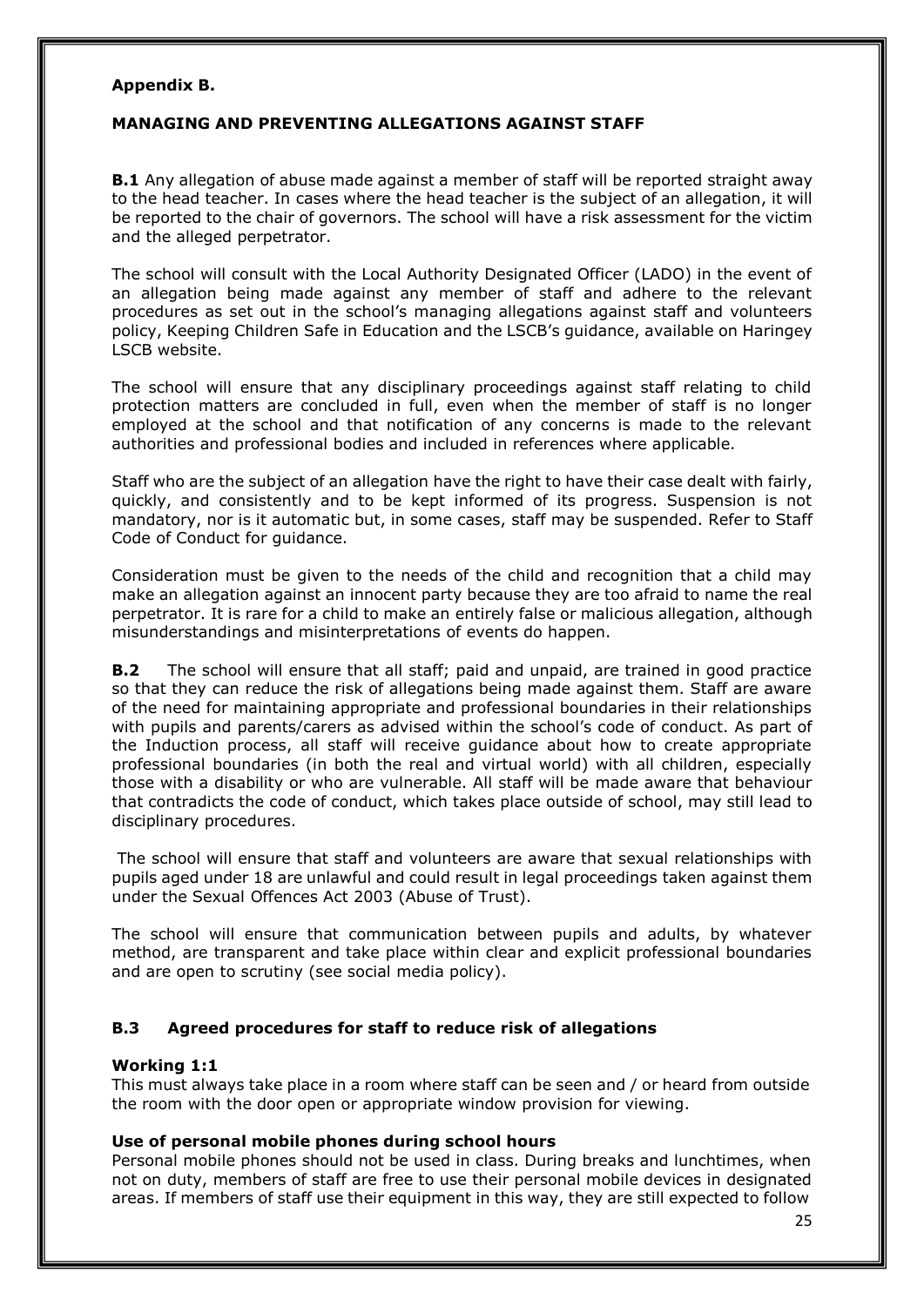**Appendix B.**

**MANAGING AND PREVENTING ALLEGATIONS AGAINST STAFF**

**B.1** Any allegation of abuse made against a member of staff will be reported straight away to the head teacher. In cases where the head teacher is the subject of an allegation, it will be reported to the chair of governors. The school will have a risk assessment for the victim and the alleged perpetrator.

The school will consult with the Local Authority Designated Officer (LADO) in the event of an allegation being made against any member of staff and adhere to the relevant procedures as set out in the school's managing allegations against staff and volunteers policy, Keeping Children Safe in Education and the LSCB's guidance, available on Haringey LSCB website.

The school will ensure that any disciplinary proceedings against staff relating to child protection matters are concluded in full, even when the member of staff is no longer employed at the school and that notification of any concerns is made to the relevant authorities and professional bodies and included in references where applicable.

Staff who are the subject of an allegation have the right to have their case dealt with fairly, quickly, and consistently and to be kept informed of its progress. Suspension is not mandatory, nor is it automatic but, in some cases, staff may be suspended. Refer to Staff Code of Conduct for guidance.

Consideration must be given to the needs of the child and recognition that a child may make an allegation against an innocent party because they are too afraid to name the real perpetrator. It is rare for a child to make an entirely false or malicious allegation, although misunderstandings and misinterpretations of events do happen.

**B.2** The school will ensure that all staff; paid and unpaid, are trained in good practice so that they can reduce the risk of allegations being made against them. Staff are aware of the need for maintaining appropriate and professional boundaries in their relationships with pupils and parents/carers as advised within the school's code of conduct. As part of the Induction process, all staff will receive guidance about how to create appropriate professional boundaries (in both the real and virtual world) with all children, especially those with a disability or who are vulnerable. All staff will be made aware that behaviour that contradicts the code of conduct, which takes place outside of school, may still lead to disciplinary procedures.

The school will ensure that staff and volunteers are aware that sexual relationships with pupils aged under 18 are unlawful and could result in legal proceedings taken against them under the Sexual Offences Act 2003 (Abuse of Trust).

The school will ensure that communication between pupils and adults, by whatever method, are transparent and take place within clear and explicit professional boundaries and are open to scrutiny (see social media policy).

### B.3 Agreed procedures for staff to reduce risk of allegations

**Working 1:1**
This must always take place in a room where staff can be seen and / or heard from outside the room with the door open or appropriate window provision for viewing.

**Use of personal mobile phones during school hours**
Personal mobile phones should not be used in class. During breaks and lunchtimes, when not on duty, members of staff are free to use their personal mobile devices in designated areas. If members of staff use their equipment in this way, they are still expected to follow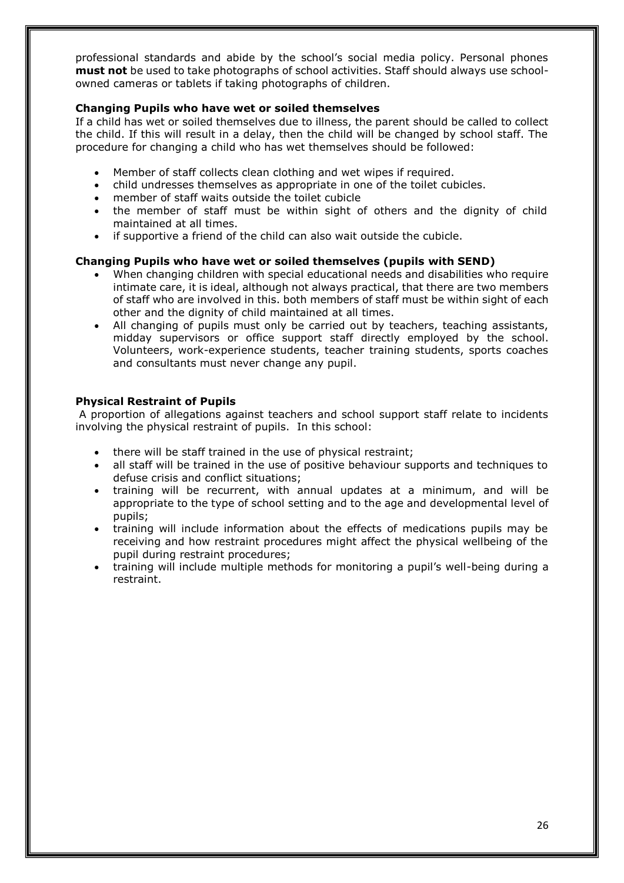professional standards and abide by the school's social media policy. Personal phones **must not** be used to take photographs of school activities. Staff should always use school-owned cameras or tablets if taking photographs of children.

### Changing Pupils who have wet or soiled themselves

If a child has wet or soiled themselves due to illness, the parent should be called to collect the child. If this will result in a delay, then the child will be changed by school staff. The procedure for changing a child who has wet themselves should be followed:

- Member of staff collects clean clothing and wet wipes if required.
- child undresses themselves as appropriate in one of the toilet cubicles.
- member of staff waits outside the toilet cubicle
- the member of staff must be within sight of others and the dignity of child maintained at all times.
- if supportive a friend of the child can also wait outside the cubicle.

### Changing Pupils who have wet or soiled themselves (pupils with SEND)

- When changing children with special educational needs and disabilities who require intimate care, it is ideal, although not always practical, that there are two members of staff who are involved in this. both members of staff must be within sight of each other and the dignity of child maintained at all times.
- All changing of pupils must only be carried out by teachers, teaching assistants, midday supervisors or office support staff directly employed by the school. Volunteers, work-experience students, teacher training students, sports coaches and consultants must never change any pupil.

### Physical Restraint of Pupils

A proportion of allegations against teachers and school support staff relate to incidents involving the physical restraint of pupils. In this school:

- there will be staff trained in the use of physical restraint;
- all staff will be trained in the use of positive behaviour supports and techniques to defuse crisis and conflict situations;
- training will be recurrent, with annual updates at a minimum, and will be appropriate to the type of school setting and to the age and developmental level of pupils;
- training will include information about the effects of medications pupils may be receiving and how restraint procedures might affect the physical wellbeing of the pupil during restraint procedures;
- training will include multiple methods for monitoring a pupil's well-being during a restraint.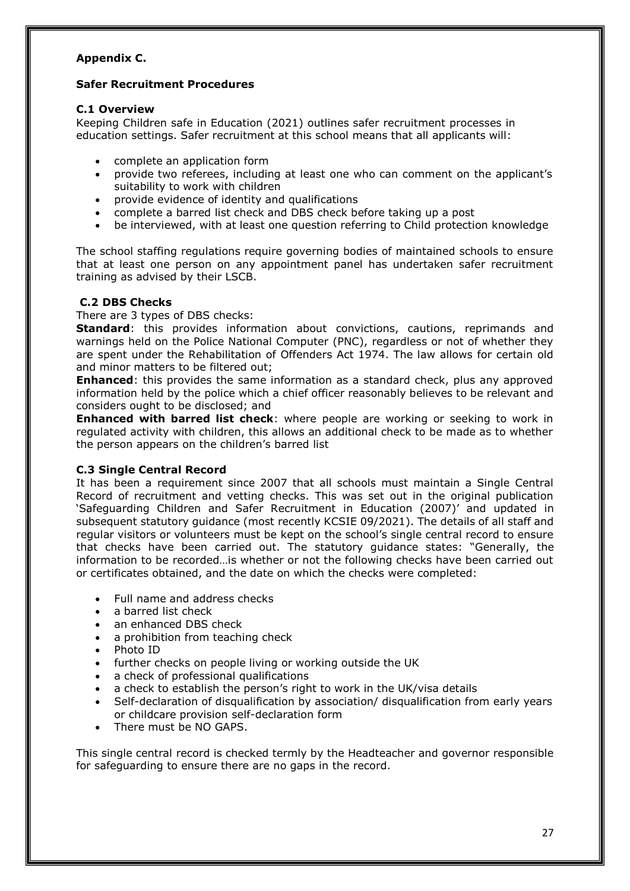**Appendix C.**

**Safer Recruitment Procedures**

**C.1 Overview**

Keeping Children safe in Education (2021) outlines safer recruitment processes in education settings. Safer recruitment at this school means that all applicants will:

- complete an application form
- provide two referees, including at least one who can comment on the applicant's suitability to work with children
- provide evidence of identity and qualifications
- complete a barred list check and DBS check before taking up a post
- be interviewed, with at least one question referring to Child protection knowledge

The school staffing regulations require governing bodies of maintained schools to ensure that at least one person on any appointment panel has undertaken safer recruitment training as advised by their LSCB.

**C.2 DBS Checks**

There are 3 types of DBS checks:

**Standard**: this provides information about convictions, cautions, reprimands and warnings held on the Police National Computer (PNC), regardless or not of whether they are spent under the Rehabilitation of Offenders Act 1974. The law allows for certain old and minor matters to be filtered out;

**Enhanced**: this provides the same information as a standard check, plus any approved information held by the police which a chief officer reasonably believes to be relevant and considers ought to be disclosed; and

**Enhanced with barred list check**: where people are working or seeking to work in regulated activity with children, this allows an additional check to be made as to whether the person appears on the children's barred list

**C.3 Single Central Record**

It has been a requirement since 2007 that all schools must maintain a Single Central Record of recruitment and vetting checks. This was set out in the original publication 'Safeguarding Children and Safer Recruitment in Education (2007)' and updated in subsequent statutory guidance (most recently KCSIE 09/2021). The details of all staff and regular visitors or volunteers must be kept on the school's single central record to ensure that checks have been carried out. The statutory guidance states: "Generally, the information to be recorded…is whether or not the following checks have been carried out or certificates obtained, and the date on which the checks were completed:

- Full name and address checks
- a barred list check
- an enhanced DBS check
- a prohibition from teaching check
- Photo ID
- further checks on people living or working outside the UK
- a check of professional qualifications
- a check to establish the person's right to work in the UK/visa details
- Self-declaration of disqualification by association/ disqualification from early years or childcare provision self-declaration form
- There must be NO GAPS.

This single central record is checked termly by the Headteacher and governor responsible for safeguarding to ensure there are no gaps in the record.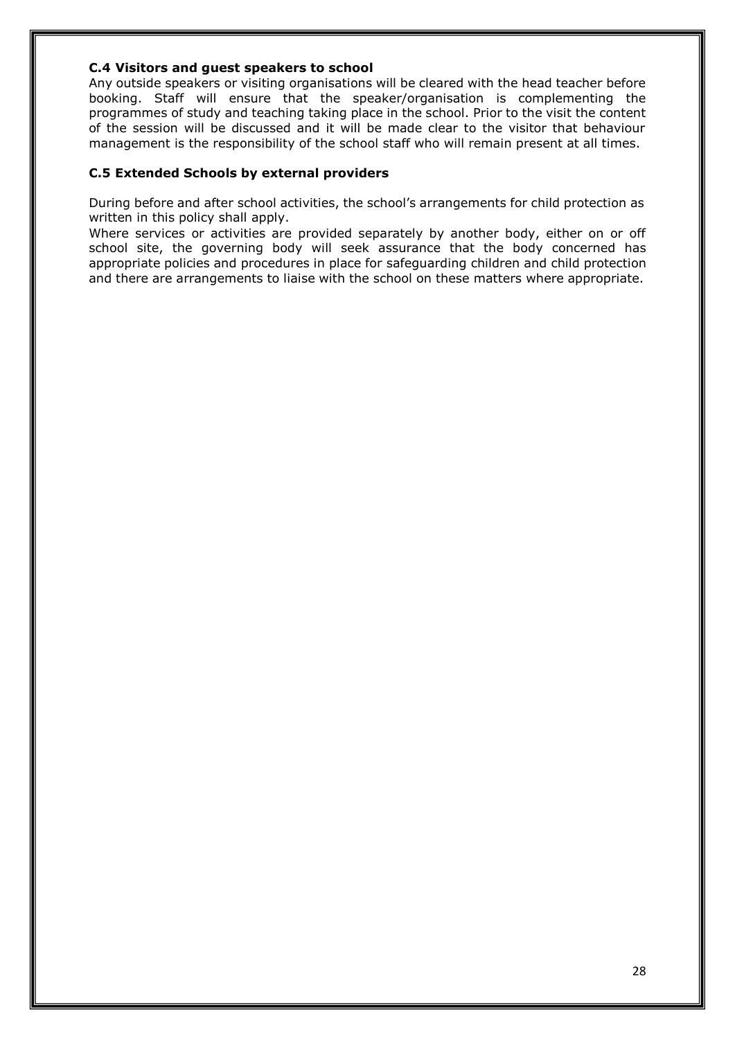### C.4 Visitors and guest speakers to school

Any outside speakers or visiting organisations will be cleared with the head teacher before booking. Staff will ensure that the speaker/organisation is complementing the programmes of study and teaching taking place in the school. Prior to the visit the content of the session will be discussed and it will be made clear to the visitor that behaviour management is the responsibility of the school staff who will remain present at all times.

### C.5 Extended Schools by external providers

During before and after school activities, the school's arrangements for child protection as written in this policy shall apply.
Where services or activities are provided separately by another body, either on or off school site, the governing body will seek assurance that the body concerned has appropriate policies and procedures in place for safeguarding children and child protection and there are arrangements to liaise with the school on these matters where appropriate.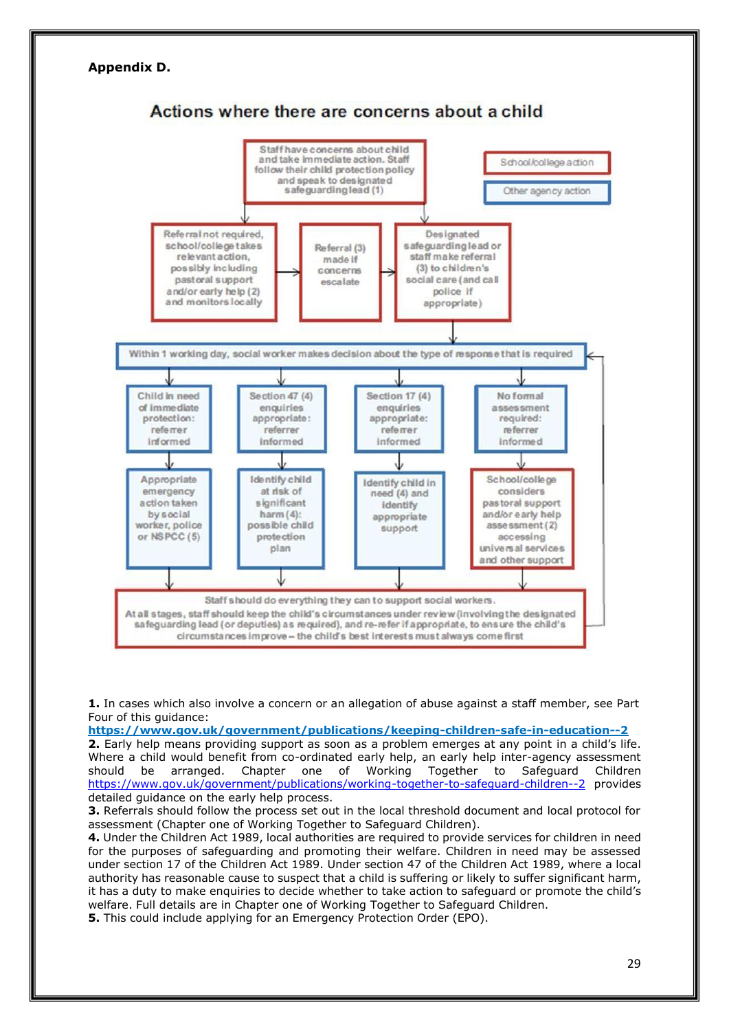**Appendix D.**

## Actions where there are concerns about a child

Staff have concerns about child and take immediate action. Staff follow their child protection policy and speak to designated safeguarding lead (1)

School/college action

Other agency action

Referral not required, school/college takes relevant action, possibly including pastoral support and/or early help (2) and monitors locally

Referral (3) made if concerns escalate

Designated safeguarding lead or staff make referral (3) to children's social care (and call police if appropriate)

Within 1 working day, social worker makes decision about the type of response that is required

Child in need of immediate protection: referrer informed

Section 47 (4) enquiries appropriate: referrer informed

Section 17 (4) enquiries appropriate: referrer informed

No formal assessment required: referrer informed

Appropriate emergency action taken by social worker, police or NSPCC (5)

Identify child at risk of significant harm (4): possible child protection plan

Identify child in need (4) and identify appropriate support

School/college considers pastoral support and/or early help assessment (2) accessing universal services and other support

Staff should do everything they can to support social workers.
At all stages, staff should keep the child's circumstances under review (involving the designated safeguarding lead (or deputies) as required), and re-refer if appropriate, to ensure the child's circumstances improve – the child's best interests must always come first

**1.** In cases which also involve a concern or an allegation of abuse against a staff member, see Part Four of this guidance: **https://www.gov.uk/government/publications/keeping-children-safe-in-education--2**
**2.** Early help means providing support as soon as a problem emerges at any point in a child's life. Where a child would benefit from co-ordinated early help, an early help inter-agency assessment should be arranged. Chapter one of Working Together to Safeguard Children https://www.gov.uk/government/publications/working-together-to-safeguard-children--2 provides detailed guidance on the early help process.
**3.** Referrals should follow the process set out in the local threshold document and local protocol for assessment (Chapter one of Working Together to Safeguard Children).
**4.** Under the Children Act 1989, local authorities are required to provide services for children in need for the purposes of safeguarding and promoting their welfare. Children in need may be assessed under section 17 of the Children Act 1989. Under section 47 of the Children Act 1989, where a local authority has reasonable cause to suspect that a child is suffering or likely to suffer significant harm, it has a duty to make enquiries to decide whether to take action to safeguard or promote the child's welfare. Full details are in Chapter one of Working Together to Safeguard Children.
**5.** This could include applying for an Emergency Protection Order (EPO).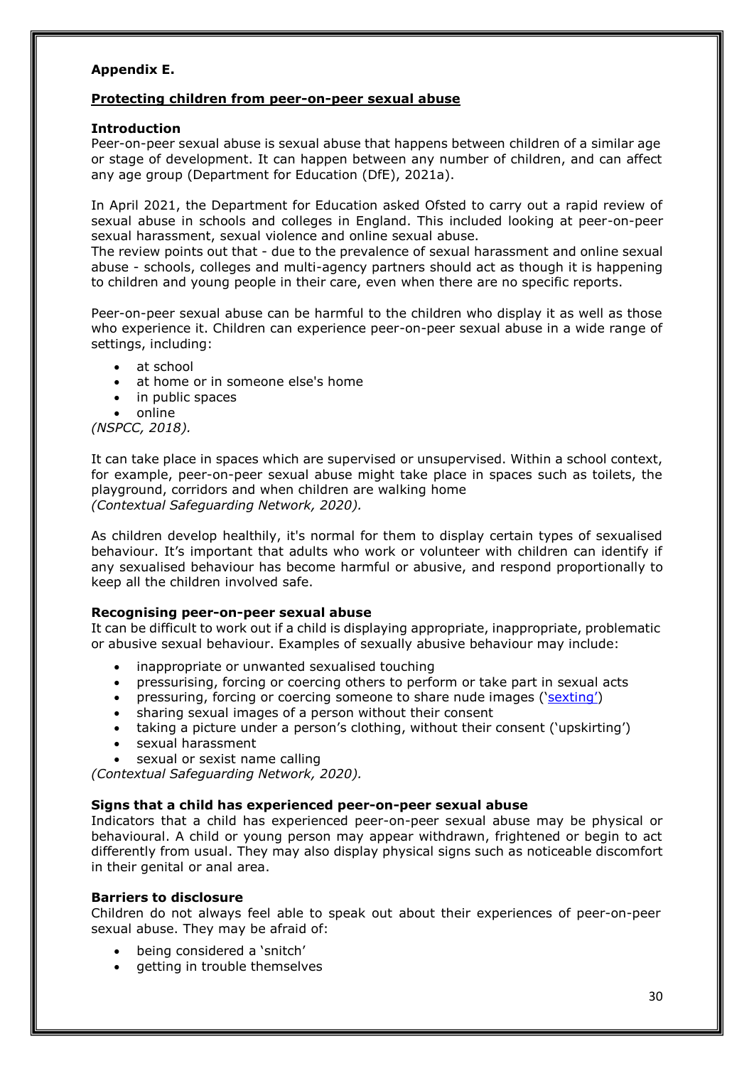**Appendix E.**

**Protecting children from peer-on-peer sexual abuse**

**Introduction**

Peer-on-peer sexual abuse is sexual abuse that happens between children of a similar age or stage of development. It can happen between any number of children, and can affect any age group (Department for Education (DfE), 2021a).

In April 2021, the Department for Education asked Ofsted to carry out a rapid review of sexual abuse in schools and colleges in England. This included looking at peer-on-peer sexual harassment, sexual violence and online sexual abuse.

The review points out that - due to the prevalence of sexual harassment and online sexual abuse - schools, colleges and multi-agency partners should act as though it is happening to children and young people in their care, even when there are no specific reports.

Peer-on-peer sexual abuse can be harmful to the children who display it as well as those who experience it. Children can experience peer-on-peer sexual abuse in a wide range of settings, including:

- at school
- at home or in someone else's home
- in public spaces
- online

*(NSPCC, 2018).*

It can take place in spaces which are supervised or unsupervised. Within a school context, for example, peer-on-peer sexual abuse might take place in spaces such as toilets, the playground, corridors and when children are walking home
*(Contextual Safeguarding Network, 2020).*

As children develop healthily, it's normal for them to display certain types of sexualised behaviour. It's important that adults who work or volunteer with children can identify if any sexualised behaviour has become harmful or abusive, and respond proportionally to keep all the children involved safe.

**Recognising peer-on-peer sexual abuse**

It can be difficult to work out if a child is displaying appropriate, inappropriate, problematic or abusive sexual behaviour. Examples of sexually abusive behaviour may include:

- inappropriate or unwanted sexualised touching
- pressurising, forcing or coercing others to perform or take part in sexual acts
- pressuring, forcing or coercing someone to share nude images ('sexting')
- sharing sexual images of a person without their consent
- taking a picture under a person's clothing, without their consent ('upskirting')
- sexual harassment
- sexual or sexist name calling

*(Contextual Safeguarding Network, 2020).*

**Signs that a child has experienced peer-on-peer sexual abuse**

Indicators that a child has experienced peer-on-peer sexual abuse may be physical or behavioural. A child or young person may appear withdrawn, frightened or begin to act differently from usual. They may also display physical signs such as noticeable discomfort in their genital or anal area.

**Barriers to disclosure**

Children do not always feel able to speak out about their experiences of peer-on-peer sexual abuse. They may be afraid of:

- being considered a 'snitch'
- getting in trouble themselves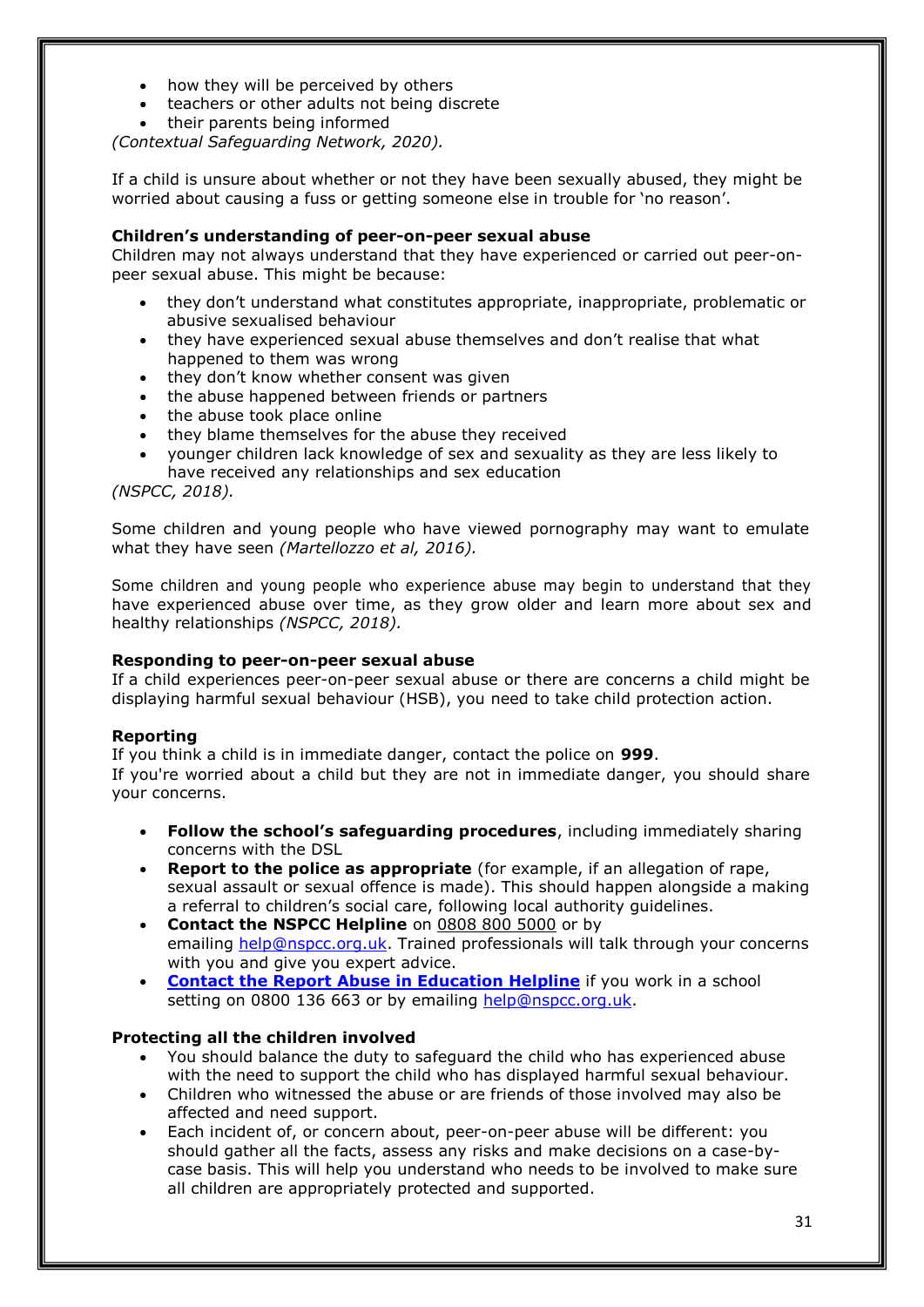- how they will be perceived by others
- teachers or other adults not being discrete
- their parents being informed

*(Contextual Safeguarding Network, 2020).*

If a child is unsure about whether or not they have been sexually abused, they might be worried about causing a fuss or getting someone else in trouble for 'no reason'.

**Children's understanding of peer-on-peer sexual abuse**

Children may not always understand that they have experienced or carried out peer-on-peer sexual abuse. This might be because:

- they don't understand what constitutes appropriate, inappropriate, problematic or abusive sexualised behaviour
- they have experienced sexual abuse themselves and don't realise that what happened to them was wrong
- they don't know whether consent was given
- the abuse happened between friends or partners
- the abuse took place online
- they blame themselves for the abuse they received
- younger children lack knowledge of sex and sexuality as they are less likely to have received any relationships and sex education

*(NSPCC, 2018).*

Some children and young people who have viewed pornography may want to emulate what they have seen *(Martellozzo et al, 2016).*

Some children and young people who experience abuse may begin to understand that they have experienced abuse over time, as they grow older and learn more about sex and healthy relationships *(NSPCC, 2018).*

**Responding to peer-on-peer sexual abuse**

If a child experiences peer-on-peer sexual abuse or there are concerns a child might be displaying harmful sexual behaviour (HSB), you need to take child protection action.

**Reporting**

If you think a child is in immediate danger, contact the police on **999**.
If you're worried about a child but they are not in immediate danger, you should share your concerns.

- **Follow the school's safeguarding procedures**, including immediately sharing concerns with the DSL
- **Report to the police as appropriate** (for example, if an allegation of rape, sexual assault or sexual offence is made). This should happen alongside a making a referral to children's social care, following local authority guidelines.
- **Contact the NSPCC Helpline** on 0808 800 5000 or by emailing help@nspcc.org.uk. Trained professionals will talk through your concerns with you and give you expert advice.
- **Contact the Report Abuse in Education Helpline** if you work in a school setting on 0800 136 663 or by emailing help@nspcc.org.uk.

**Protecting all the children involved**

- You should balance the duty to safeguard the child who has experienced abuse with the need to support the child who has displayed harmful sexual behaviour.
- Children who witnessed the abuse or are friends of those involved may also be affected and need support.
- Each incident of, or concern about, peer-on-peer abuse will be different: you should gather all the facts, assess any risks and make decisions on a case-by-case basis. This will help you understand who needs to be involved to make sure all children are appropriately protected and supported.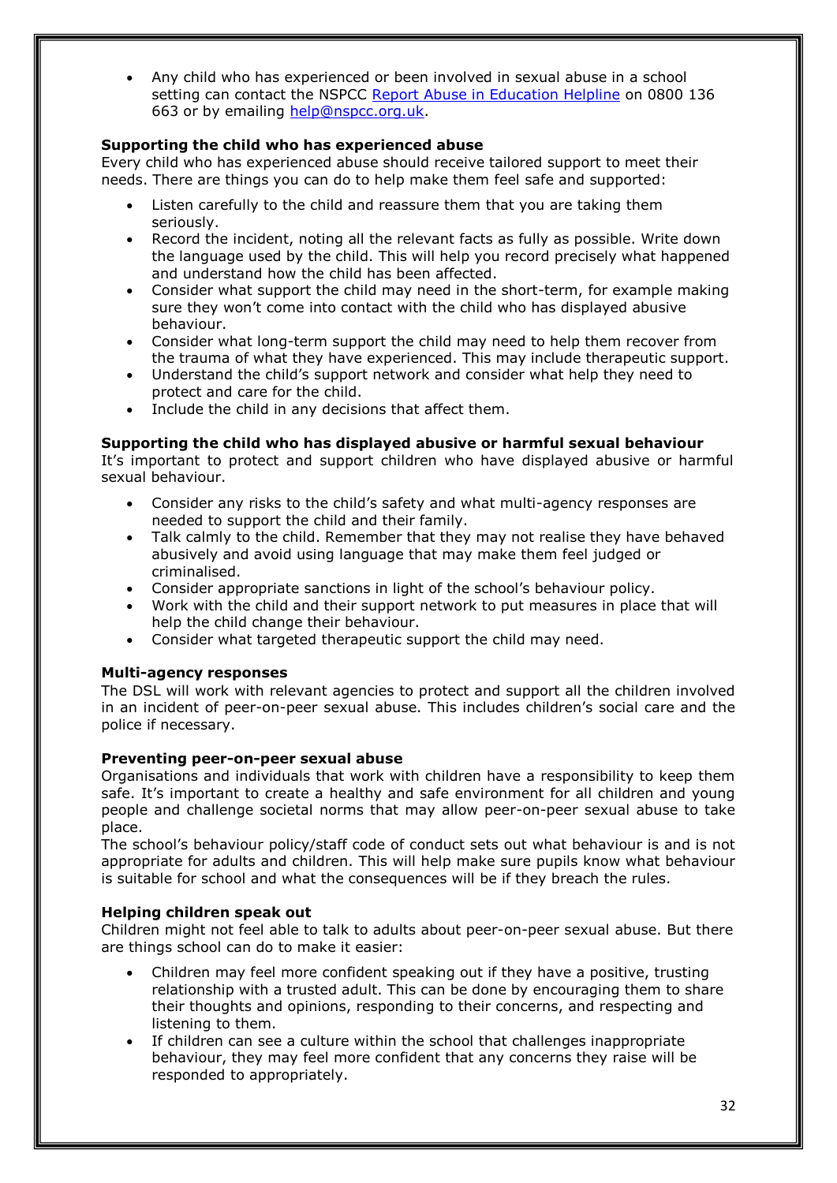- Any child who has experienced or been involved in sexual abuse in a school setting can contact the NSPCC [Report Abuse in Education Helpline](#) on 0800 136 663 or by emailing [help@nspcc.org.uk](mailto:help@nspcc.org.uk).

**Supporting the child who has experienced abuse**

Every child who has experienced abuse should receive tailored support to meet their needs. There are things you can do to help make them feel safe and supported:

- Listen carefully to the child and reassure them that you are taking them seriously.
- Record the incident, noting all the relevant facts as fully as possible. Write down the language used by the child. This will help you record precisely what happened and understand how the child has been affected.
- Consider what support the child may need in the short-term, for example making sure they won't come into contact with the child who has displayed abusive behaviour.
- Consider what long-term support the child may need to help them recover from the trauma of what they have experienced. This may include therapeutic support.
- Understand the child's support network and consider what help they need to protect and care for the child.
- Include the child in any decisions that affect them.

**Supporting the child who has displayed abusive or harmful sexual behaviour**

It's important to protect and support children who have displayed abusive or harmful sexual behaviour.

- Consider any risks to the child's safety and what multi-agency responses are needed to support the child and their family.
- Talk calmly to the child. Remember that they may not realise they have behaved abusively and avoid using language that may make them feel judged or criminalised.
- Consider appropriate sanctions in light of the school's behaviour policy.
- Work with the child and their support network to put measures in place that will help the child change their behaviour.
- Consider what targeted therapeutic support the child may need.

**Multi-agency responses**

The DSL will work with relevant agencies to protect and support all the children involved in an incident of peer-on-peer sexual abuse. This includes children's social care and the police if necessary.

**Preventing peer-on-peer sexual abuse**

Organisations and individuals that work with children have a responsibility to keep them safe. It's important to create a healthy and safe environment for all children and young people and challenge societal norms that may allow peer-on-peer sexual abuse to take place.

The school's behaviour policy/staff code of conduct sets out what behaviour is and is not appropriate for adults and children. This will help make sure pupils know what behaviour is suitable for school and what the consequences will be if they breach the rules.

**Helping children speak out**

Children might not feel able to talk to adults about peer-on-peer sexual abuse. But there are things school can do to make it easier:

- Children may feel more confident speaking out if they have a positive, trusting relationship with a trusted adult. This can be done by encouraging them to share their thoughts and opinions, responding to their concerns, and respecting and listening to them.
- If children can see a culture within the school that challenges inappropriate behaviour, they may feel more confident that any concerns they raise will be responded to appropriately.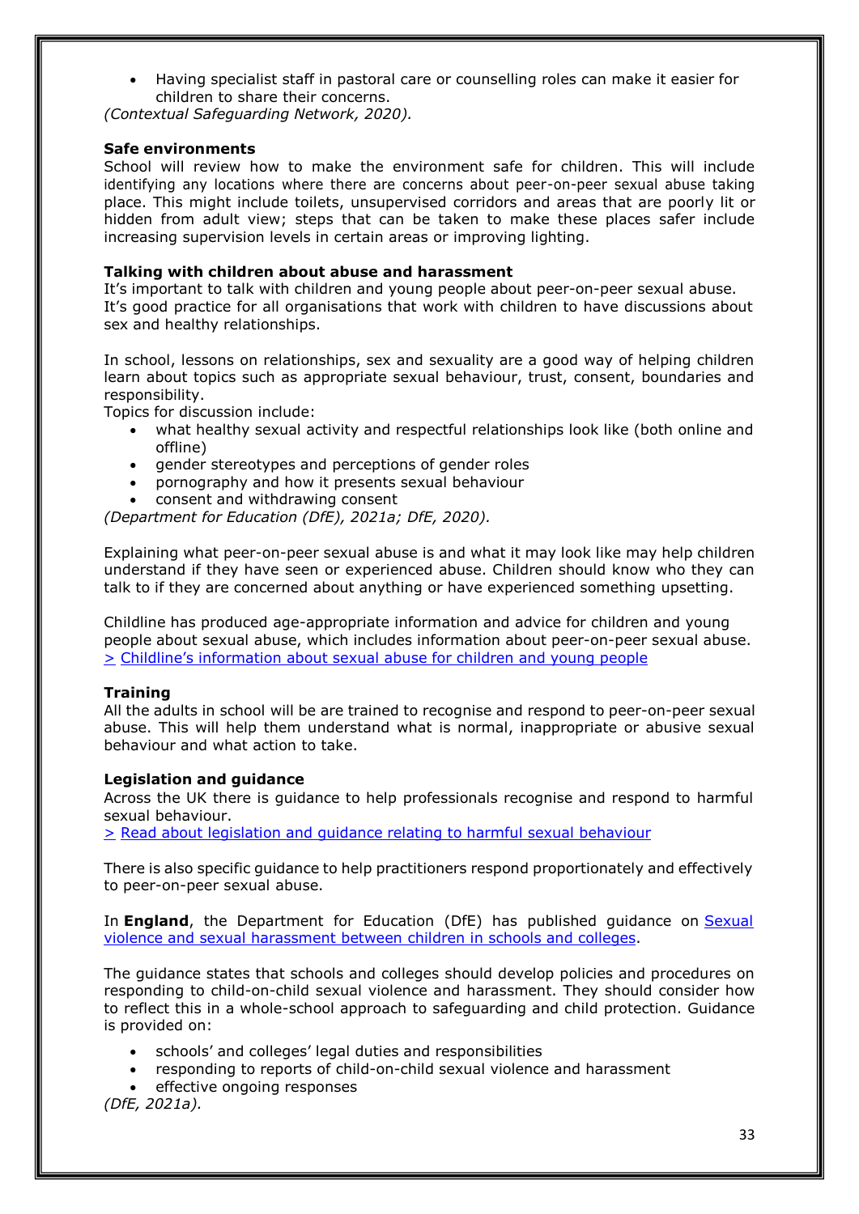- Having specialist staff in pastoral care or counselling roles can make it easier for children to share their concerns.

*(Contextual Safeguarding Network, 2020).*

**Safe environments**

School will review how to make the environment safe for children. This will include identifying any locations where there are concerns about peer-on-peer sexual abuse taking place. This might include toilets, unsupervised corridors and areas that are poorly lit or hidden from adult view; steps that can be taken to make these places safer include increasing supervision levels in certain areas or improving lighting.

**Talking with children about abuse and harassment**

It's important to talk with children and young people about peer-on-peer sexual abuse. It's good practice for all organisations that work with children to have discussions about sex and healthy relationships.

In school, lessons on relationships, sex and sexuality are a good way of helping children learn about topics such as appropriate sexual behaviour, trust, consent, boundaries and responsibility.

Topics for discussion include:

- what healthy sexual activity and respectful relationships look like (both online and offline)
- gender stereotypes and perceptions of gender roles
- pornography and how it presents sexual behaviour
- consent and withdrawing consent

*(Department for Education (DfE), 2021a; DfE, 2020).*

Explaining what peer-on-peer sexual abuse is and what it may look like may help children understand if they have seen or experienced abuse. Children should know who they can talk to if they are concerned about anything or have experienced something upsetting.

Childline has produced age-appropriate information and advice for children and young people about sexual abuse, which includes information about peer-on-peer sexual abuse.
> Childline's information about sexual abuse for children and young people

**Training**

All the adults in school will be are trained to recognise and respond to peer-on-peer sexual abuse. This will help them understand what is normal, inappropriate or abusive sexual behaviour and what action to take.

**Legislation and guidance**

Across the UK there is guidance to help professionals recognise and respond to harmful sexual behaviour.
> Read about legislation and guidance relating to harmful sexual behaviour

There is also specific guidance to help practitioners respond proportionately and effectively to peer-on-peer sexual abuse.

In **England**, the Department for Education (DfE) has published guidance on Sexual violence and sexual harassment between children in schools and colleges.

The guidance states that schools and colleges should develop policies and procedures on responding to child-on-child sexual violence and harassment. They should consider how to reflect this in a whole-school approach to safeguarding and child protection. Guidance is provided on:

- schools' and colleges' legal duties and responsibilities
- responding to reports of child-on-child sexual violence and harassment
- effective ongoing responses

*(DfE, 2021a).*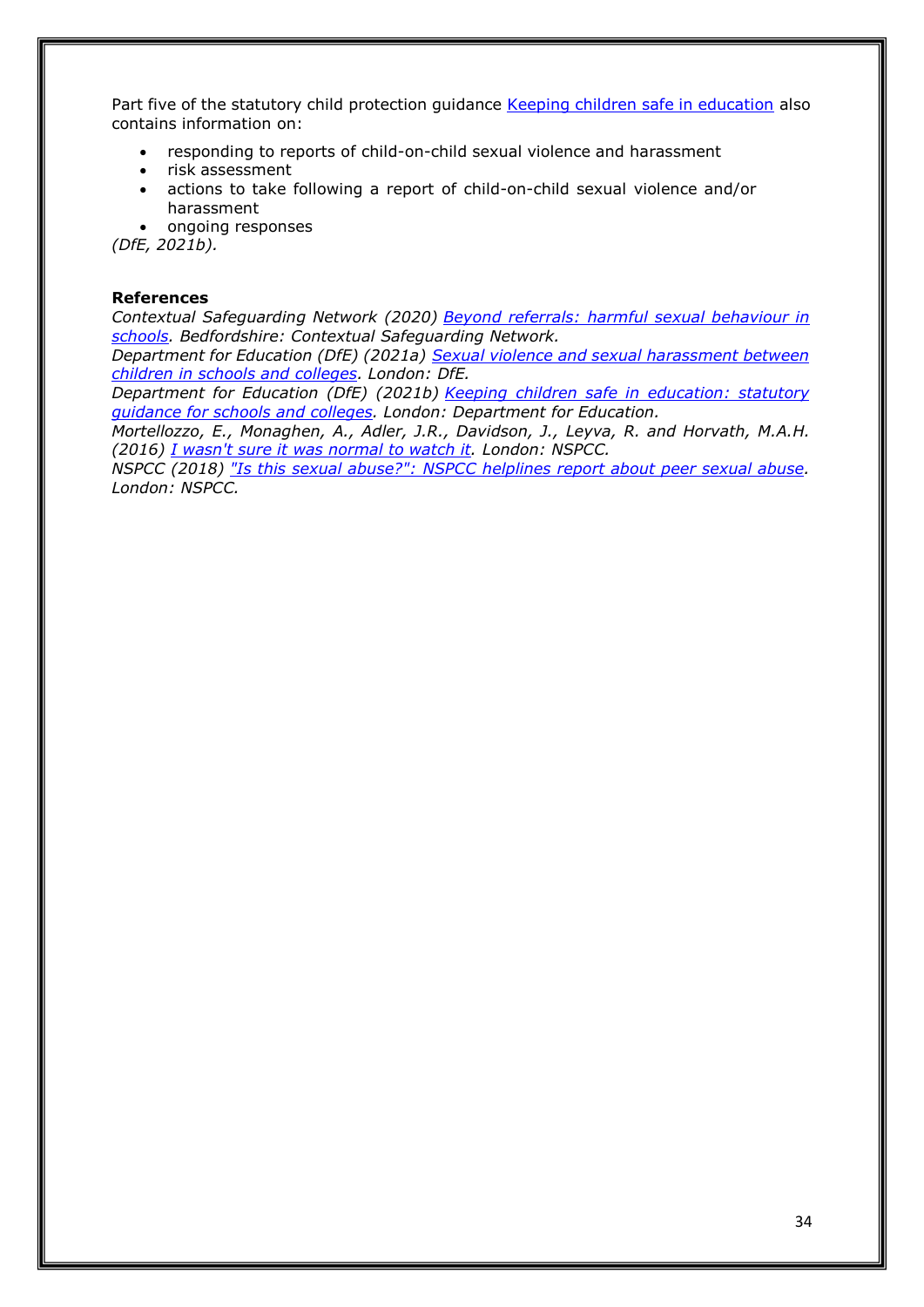Part five of the statutory child protection guidance [Keeping children safe in education] also contains information on:

- responding to reports of child-on-child sexual violence and harassment
- risk assessment
- actions to take following a report of child-on-child sexual violence and/or harassment
- ongoing responses

*(DfE, 2021b).*

**References**

*Contextual Safeguarding Network (2020) Beyond referrals: harmful sexual behaviour in schools. Bedfordshire: Contextual Safeguarding Network.*

*Department for Education (DfE) (2021a) Sexual violence and sexual harassment between children in schools and colleges. London: DfE.*

*Department for Education (DfE) (2021b) Keeping children safe in education: statutory guidance for schools and colleges. London: Department for Education.*

*Mortellozzo, E., Monaghen, A., Adler, J.R., Davidson, J., Leyva, R. and Horvath, M.A.H. (2016) I wasn't sure it was normal to watch it. London: NSPCC.*

*NSPCC (2018) "Is this sexual abuse?": NSPCC helplines report about peer sexual abuse. London: NSPCC.*